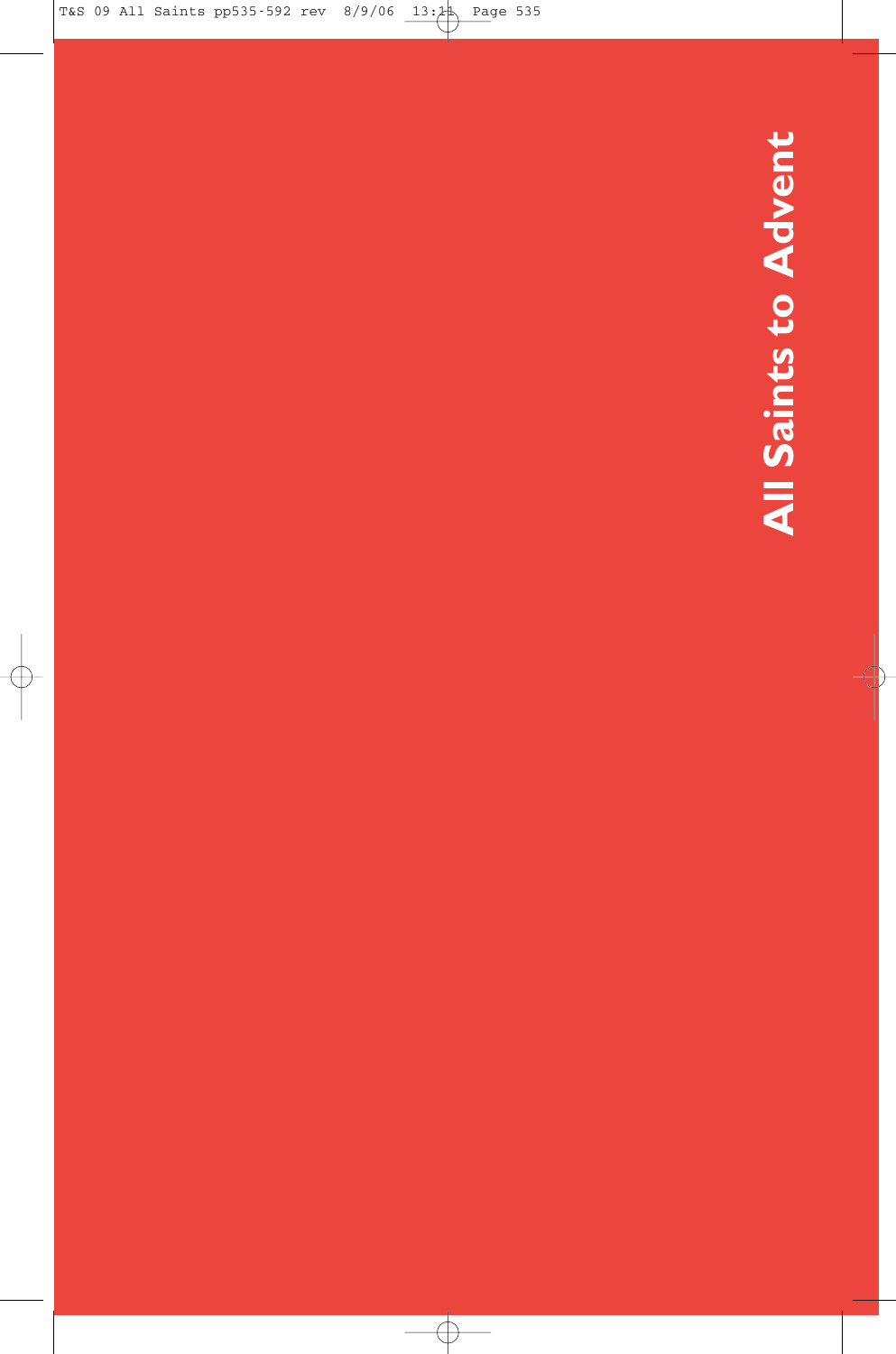# All Saints to Advent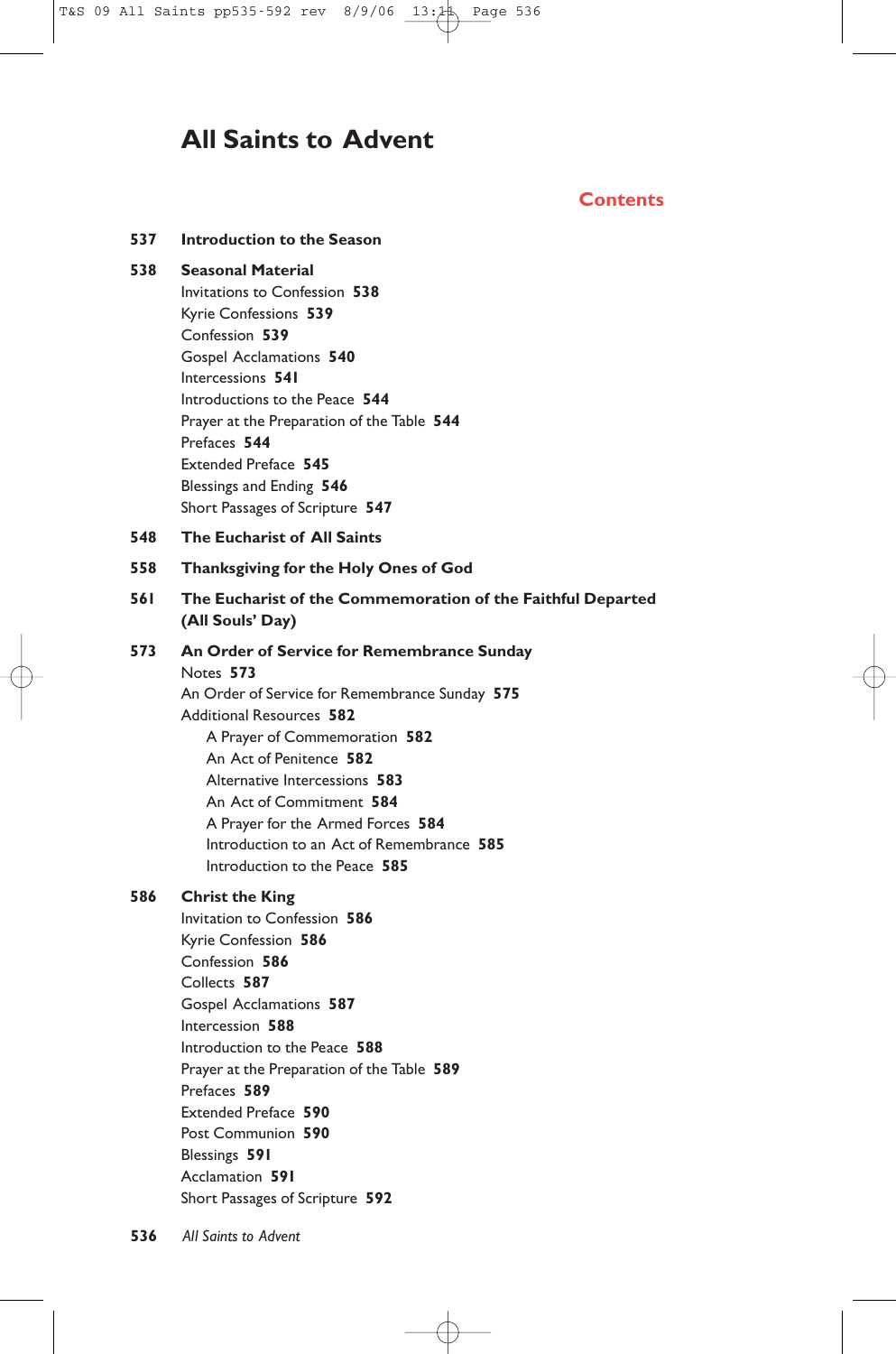# All Saints to Advent

## Contents

**537 Introduction to the Season**

**538 Seasonal Material**

- Invitations to Confession **538**
- Kyrie Confessions **539**
- Confession **539**
- Gospel Acclamations **540**
- Intercessions **541**
- Introductions to the Peace **544**
- Prayer at the Preparation of the Table **544**
- Prefaces **544**
- Extended Preface **545**
- Blessings and Ending **546**
- Short Passages of Scripture **547**

**548 The Eucharist of All Saints**

**558 Thanksgiving for the Holy Ones of God**

**561 The Eucharist of the Commemoration of the Faithful Departed (All Souls' Day)**

**573 An Order of Service for Remembrance Sunday**

- Notes **573**
- An Order of Service for Remembrance Sunday **575**
- Additional Resources **582**
  - A Prayer of Commemoration **582**
  - An Act of Penitence **582**
  - Alternative Intercessions **583**
  - An Act of Commitment **584**
  - A Prayer for the Armed Forces **584**
  - Introduction to an Act of Remembrance **585**
  - Introduction to the Peace **585**

**586 Christ the King**

- Invitation to Confession **586**
- Kyrie Confession **586**
- Confession **586**
- Collects **587**
- Gospel Acclamations **587**
- Intercession **588**
- Introduction to the Peace **588**
- Prayer at the Preparation of the Table **589**
- Prefaces **589**
- Extended Preface **590**
- Post Communion **590**
- Blessings **591**
- Acclamation **591**
- Short Passages of Scripture **592**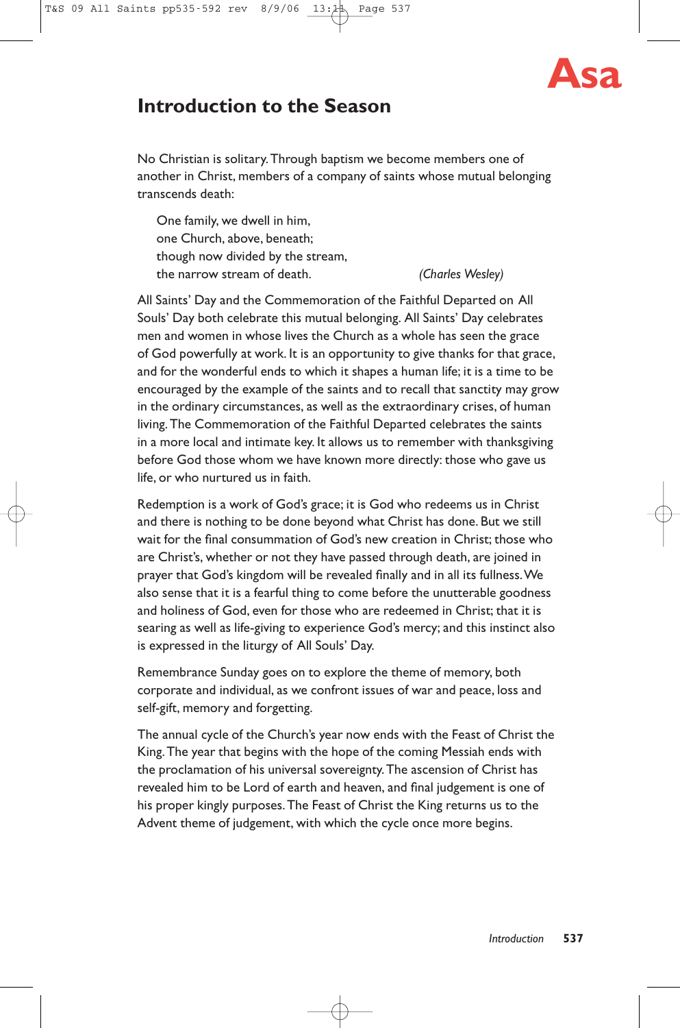# Asa

## Introduction to the Season

No Christian is solitary. Through baptism we become members one of another in Christ, members of a company of saints whose mutual belonging transcends death:

> One family, we dwell in him,
> one Church, above, beneath;
> though now divided by the stream,
> the narrow stream of death. *(Charles Wesley)*

All Saints' Day and the Commemoration of the Faithful Departed on All Souls' Day both celebrate this mutual belonging. All Saints' Day celebrates men and women in whose lives the Church as a whole has seen the grace of God powerfully at work. It is an opportunity to give thanks for that grace, and for the wonderful ends to which it shapes a human life; it is a time to be encouraged by the example of the saints and to recall that sanctity may grow in the ordinary circumstances, as well as the extraordinary crises, of human living. The Commemoration of the Faithful Departed celebrates the saints in a more local and intimate key. It allows us to remember with thanksgiving before God those whom we have known more directly: those who gave us life, or who nurtured us in faith.

Redemption is a work of God's grace; it is God who redeems us in Christ and there is nothing to be done beyond what Christ has done. But we still wait for the final consummation of God's new creation in Christ; those who are Christ's, whether or not they have passed through death, are joined in prayer that God's kingdom will be revealed finally and in all its fullness. We also sense that it is a fearful thing to come before the unutterable goodness and holiness of God, even for those who are redeemed in Christ; that it is searing as well as life-giving to experience God's mercy; and this instinct also is expressed in the liturgy of All Souls' Day.

Remembrance Sunday goes on to explore the theme of memory, both corporate and individual, as we confront issues of war and peace, loss and self-gift, memory and forgetting.

The annual cycle of the Church's year now ends with the Feast of Christ the King. The year that begins with the hope of the coming Messiah ends with the proclamation of his universal sovereignty. The ascension of Christ has revealed him to be Lord of earth and heaven, and final judgement is one of his proper kingly purposes. The Feast of Christ the King returns us to the Advent theme of judgement, with which the cycle once more begins.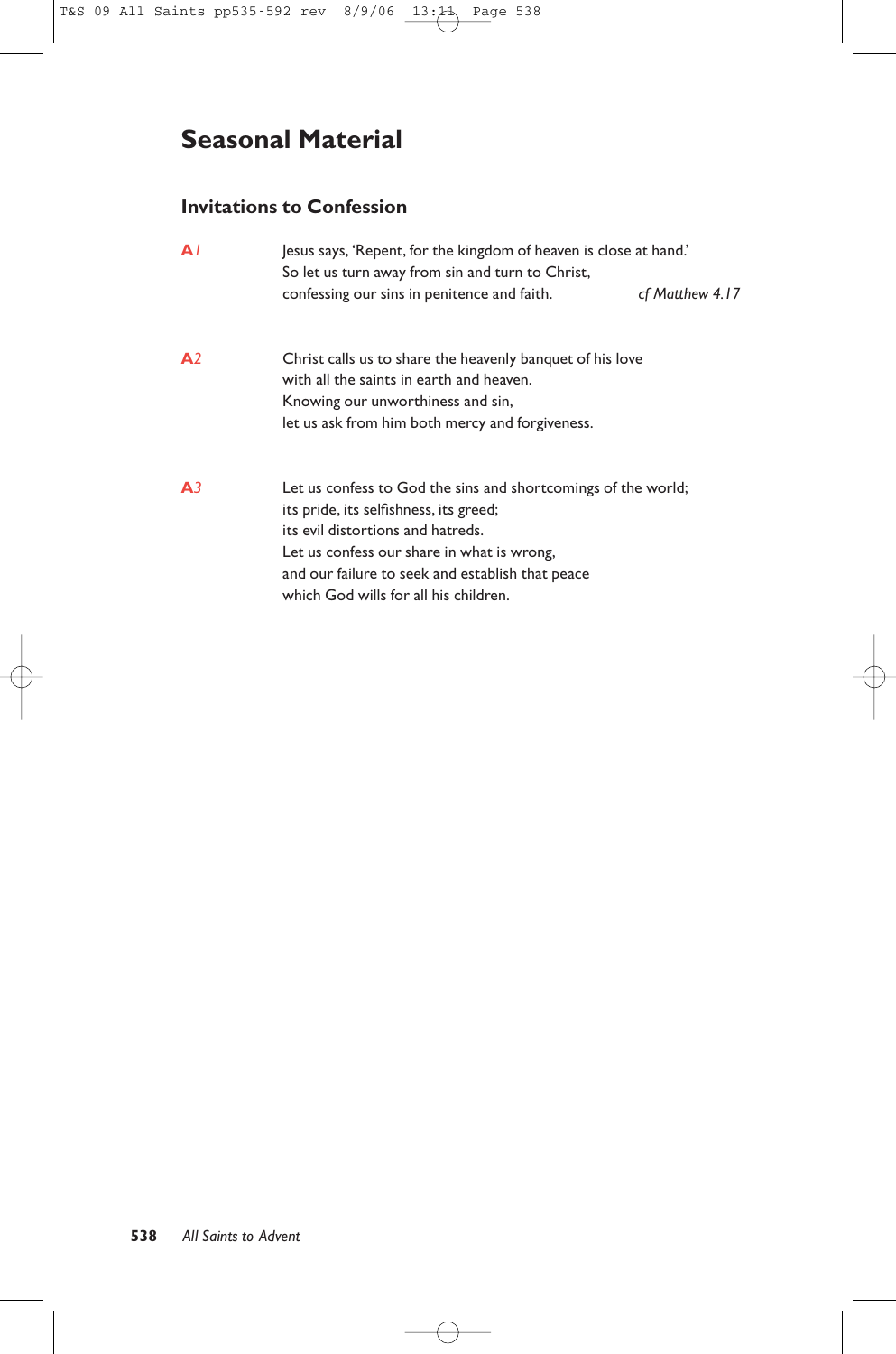# Seasonal Material

## Invitations to Confession

**A1**

Jesus says, 'Repent, for the kingdom of heaven is close at hand.'
So let us turn away from sin and turn to Christ,
confessing our sins in penitence and faith. *cf Matthew 4.17*

**A2**

Christ calls us to share the heavenly banquet of his love
with all the saints in earth and heaven.
Knowing our unworthiness and sin,
let us ask from him both mercy and forgiveness.

**A3**

Let us confess to God the sins and shortcomings of the world;
its pride, its selfishness, its greed;
its evil distortions and hatreds.
Let us confess our share in what is wrong,
and our failure to seek and establish that peace
which God wills for all his children.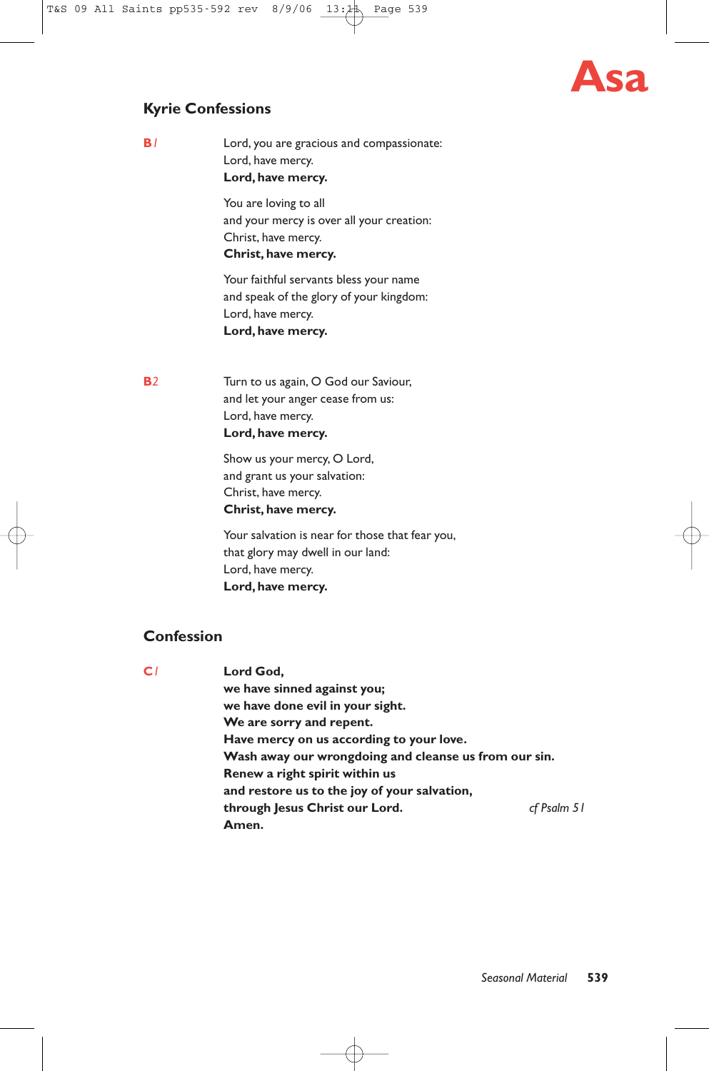Asa

## Kyrie Confessions

**B1**

Lord, you are gracious and compassionate:
Lord, have mercy.
**Lord, have mercy.**

You are loving to all
and your mercy is over all your creation:
Christ, have mercy.
**Christ, have mercy.**

Your faithful servants bless your name
and speak of the glory of your kingdom:
Lord, have mercy.
**Lord, have mercy.**

**B2**

Turn to us again, O God our Saviour,
and let your anger cease from us:
Lord, have mercy.
**Lord, have mercy.**

Show us your mercy, O Lord,
and grant us your salvation:
Christ, have mercy.
**Christ, have mercy.**

Your salvation is near for those that fear you,
that glory may dwell in our land:
Lord, have mercy.
**Lord, have mercy.**

## Confession

**C1**

**Lord God,**
**we have sinned against you;**
**we have done evil in your sight.**
**We are sorry and repent.**
**Have mercy on us according to your love.**
**Wash away our wrongdoing and cleanse us from our sin.**
**Renew a right spirit within us**
**and restore us to the joy of your salvation,**
**through Jesus Christ our Lord.** *cf Psalm 51*
**Amen.**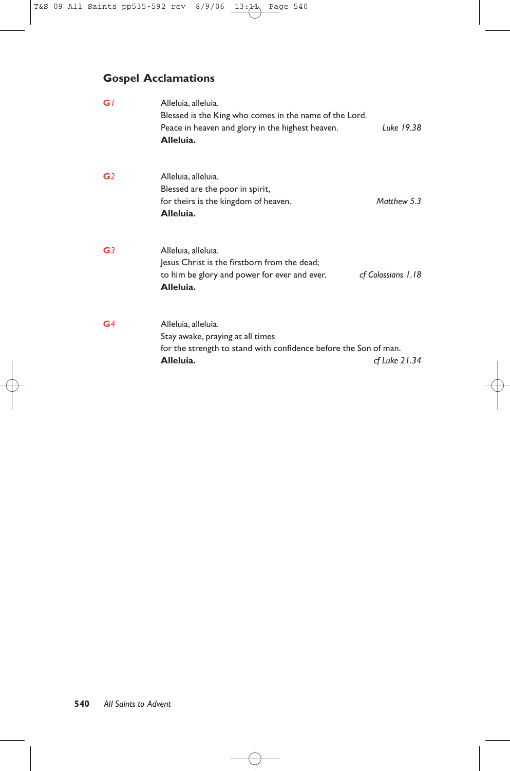## Gospel Acclamations

**G1**

Alleluia, alleluia.
Blessed is the King who comes in the name of the Lord.
Peace in heaven and glory in the highest heaven. *Luke 19.38*
**Alleluia.**

**G2**

Alleluia, alleluia.
Blessed are the poor in spirit,
for theirs is the kingdom of heaven. *Matthew 5.3*
**Alleluia.**

**G3**

Alleluia, alleluia.
Jesus Christ is the firstborn from the dead;
to him be glory and power for ever and ever. *cf Colossians 1.18*
**Alleluia.**

**G4**

Alleluia, alleluia.
Stay awake, praying at all times
for the strength to stand with confidence before the Son of man.
**Alleluia.** *cf Luke 21.34*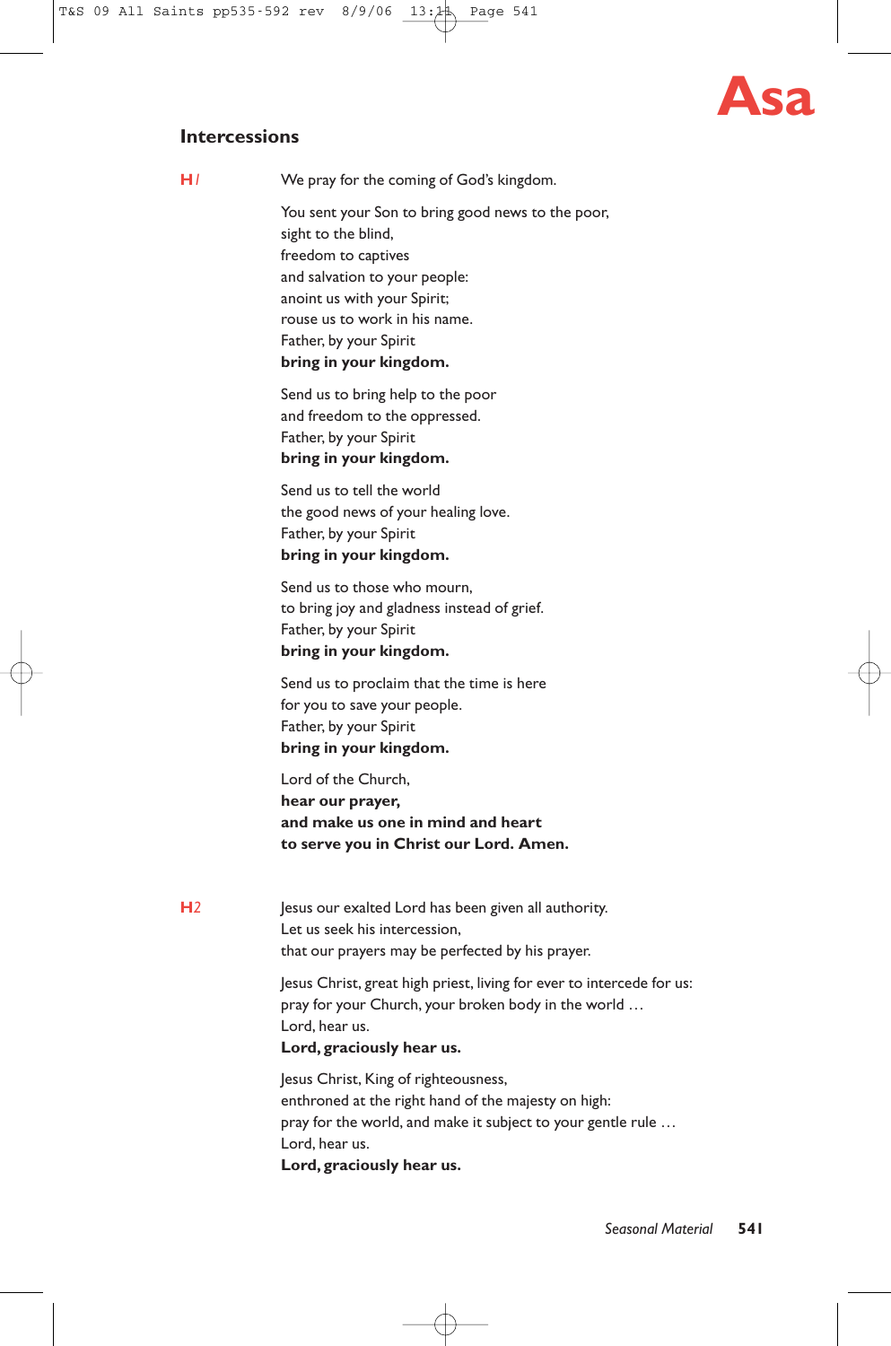**Asa**

## Intercessions

**H1**

We pray for the coming of God's kingdom.

You sent your Son to bring good news to the poor,
sight to the blind,
freedom to captives
and salvation to your people:
anoint us with your Spirit;
rouse us to work in his name.
Father, by your Spirit
**bring in your kingdom.**

Send us to bring help to the poor
and freedom to the oppressed.
Father, by your Spirit
**bring in your kingdom.**

Send us to tell the world
the good news of your healing love.
Father, by your Spirit
**bring in your kingdom.**

Send us to those who mourn,
to bring joy and gladness instead of grief.
Father, by your Spirit
**bring in your kingdom.**

Send us to proclaim that the time is here
for you to save your people.
Father, by your Spirit
**bring in your kingdom.**

Lord of the Church,
**hear our prayer,**
**and make us one in mind and heart**
**to serve you in Christ our Lord. Amen.**

**H2**

Jesus our exalted Lord has been given all authority.
Let us seek his intercession,
that our prayers may be perfected by his prayer.

Jesus Christ, great high priest, living for ever to intercede for us:
pray for your Church, your broken body in the world …
Lord, hear us.
**Lord, graciously hear us.**

Jesus Christ, King of righteousness,
enthroned at the right hand of the majesty on high:
pray for the world, and make it subject to your gentle rule …
Lord, hear us.
**Lord, graciously hear us.**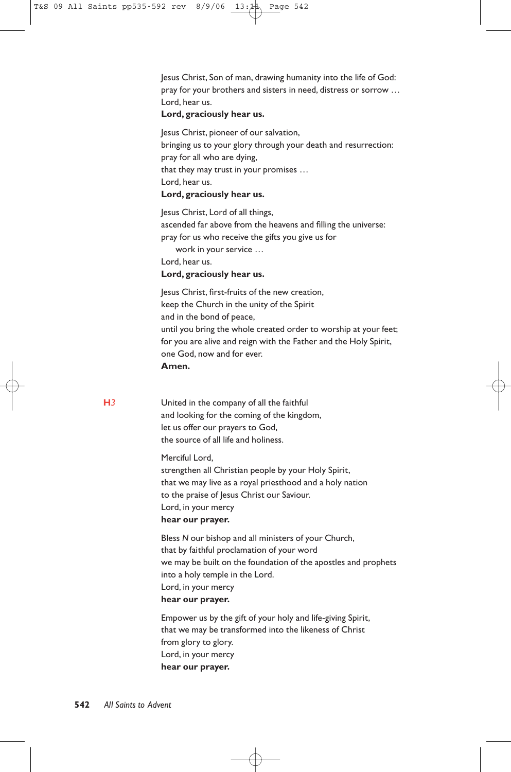Jesus Christ, Son of man, drawing humanity into the life of God:
pray for your brothers and sisters in need, distress or sorrow …
Lord, hear us.
**Lord, graciously hear us.**

Jesus Christ, pioneer of our salvation,
bringing us to your glory through your death and resurrection:
pray for all who are dying,
that they may trust in your promises …
Lord, hear us.
**Lord, graciously hear us.**

Jesus Christ, Lord of all things,
ascended far above from the heavens and filling the universe:
pray for us who receive the gifts you give us for
work in your service …
Lord, hear us.
**Lord, graciously hear us.**

Jesus Christ, first-fruits of the new creation,
keep the Church in the unity of the Spirit
and in the bond of peace,
until you bring the whole created order to worship at your feet;
for you are alive and reign with the Father and the Holy Spirit,
one God, now and for ever.
**Amen.**

**H***3*

United in the company of all the faithful
and looking for the coming of the kingdom,
let us offer our prayers to God,
the source of all life and holiness.

Merciful Lord,
strengthen all Christian people by your Holy Spirit,
that we may live as a royal priesthood and a holy nation
to the praise of Jesus Christ our Saviour.
Lord, in your mercy
**hear our prayer.**

Bless *N* our bishop and all ministers of your Church,
that by faithful proclamation of your word
we may be built on the foundation of the apostles and prophets
into a holy temple in the Lord.
Lord, in your mercy
**hear our prayer.**

Empower us by the gift of your holy and life-giving Spirit,
that we may be transformed into the likeness of Christ
from glory to glory.
Lord, in your mercy
**hear our prayer.**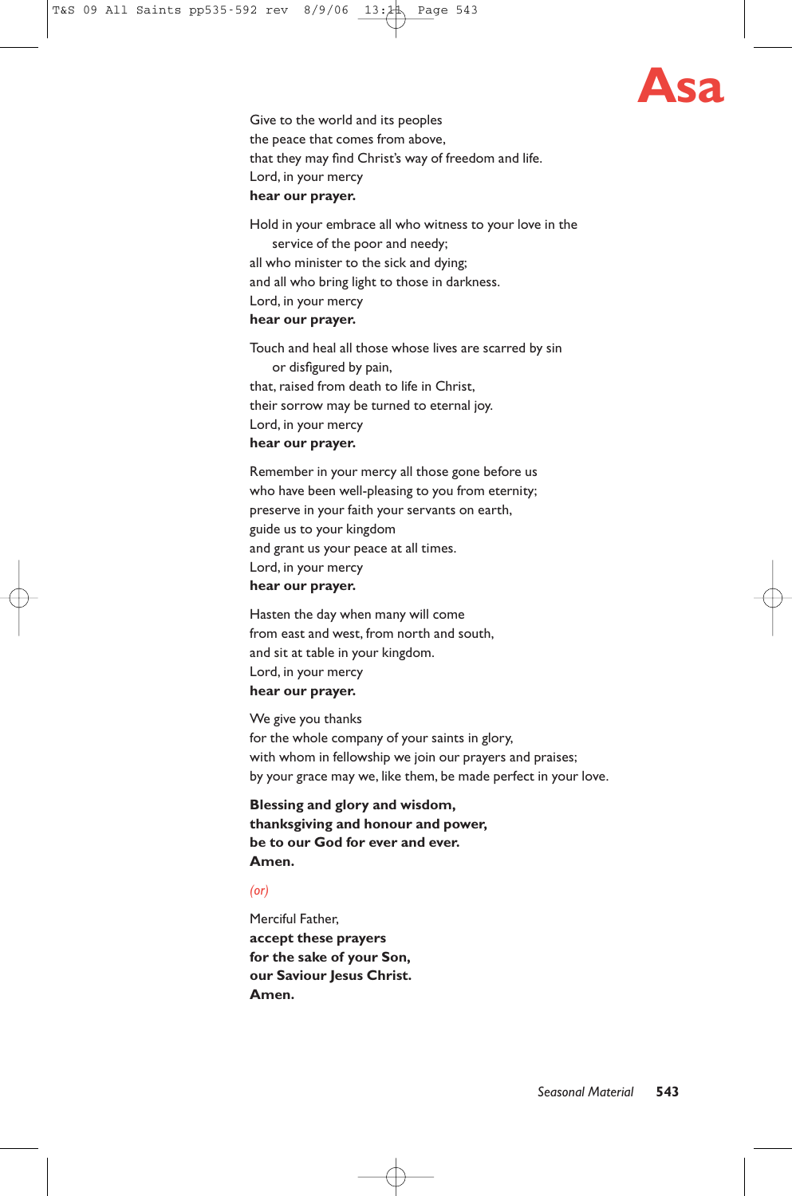Give to the world and its peoples
the peace that comes from above,
that they may find Christ's way of freedom and life.
Lord, in your mercy
**hear our prayer.**

Hold in your embrace all who witness to your love in the
service of the poor and needy;
all who minister to the sick and dying;
and all who bring light to those in darkness.
Lord, in your mercy
**hear our prayer.**

Touch and heal all those whose lives are scarred by sin
or disfigured by pain,
that, raised from death to life in Christ,
their sorrow may be turned to eternal joy.
Lord, in your mercy
**hear our prayer.**

Remember in your mercy all those gone before us
who have been well-pleasing to you from eternity;
preserve in your faith your servants on earth,
guide us to your kingdom
and grant us your peace at all times.
Lord, in your mercy
**hear our prayer.**

Hasten the day when many will come
from east and west, from north and south,
and sit at table in your kingdom.
Lord, in your mercy
**hear our prayer.**

We give you thanks
for the whole company of your saints in glory,
with whom in fellowship we join our prayers and praises;
by your grace may we, like them, be made perfect in your love.

**Blessing and glory and wisdom,**
**thanksgiving and honour and power,**
**be to our God for ever and ever.**
**Amen.**

*(or)*

Merciful Father,
**accept these prayers**
**for the sake of your Son,**
**our Saviour Jesus Christ.**
**Amen.**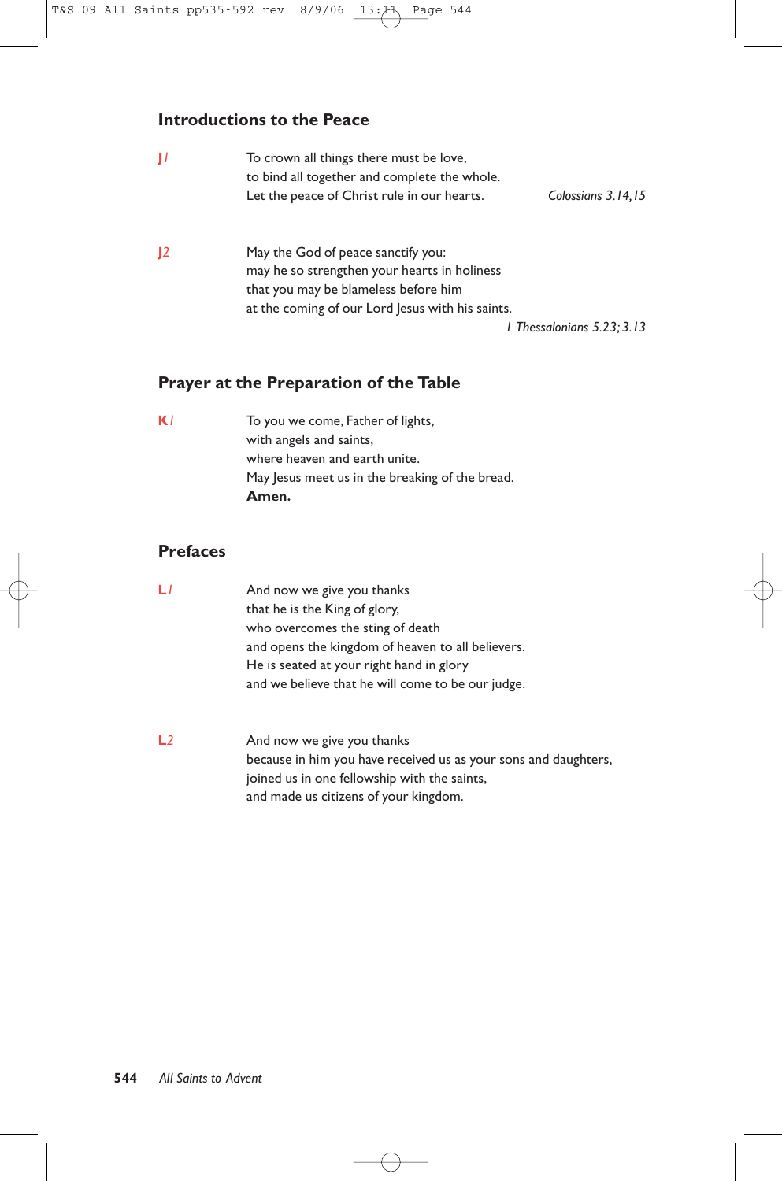## Introductions to the Peace

**J***1*

To crown all things there must be love,
to bind all together and complete the whole.
Let the peace of Christ rule in our hearts.

*Colossians 3.14,15*

**J***2*

May the God of peace sanctify you:
may he so strengthen your hearts in holiness
that you may be blameless before him
at the coming of our Lord Jesus with his saints.

*1 Thessalonians 5.23; 3.13*

## Prayer at the Preparation of the Table

**K***1*

To you we come, Father of lights,
with angels and saints,
where heaven and earth unite.
May Jesus meet us in the breaking of the bread.
**Amen.**

## Prefaces

**L***1*

And now we give you thanks
that he is the King of glory,
who overcomes the sting of death
and opens the kingdom of heaven to all believers.
He is seated at your right hand in glory
and we believe that he will come to be our judge.

**L***2*

And now we give you thanks
because in him you have received us as your sons and daughters,
joined us in one fellowship with the saints,
and made us citizens of your kingdom.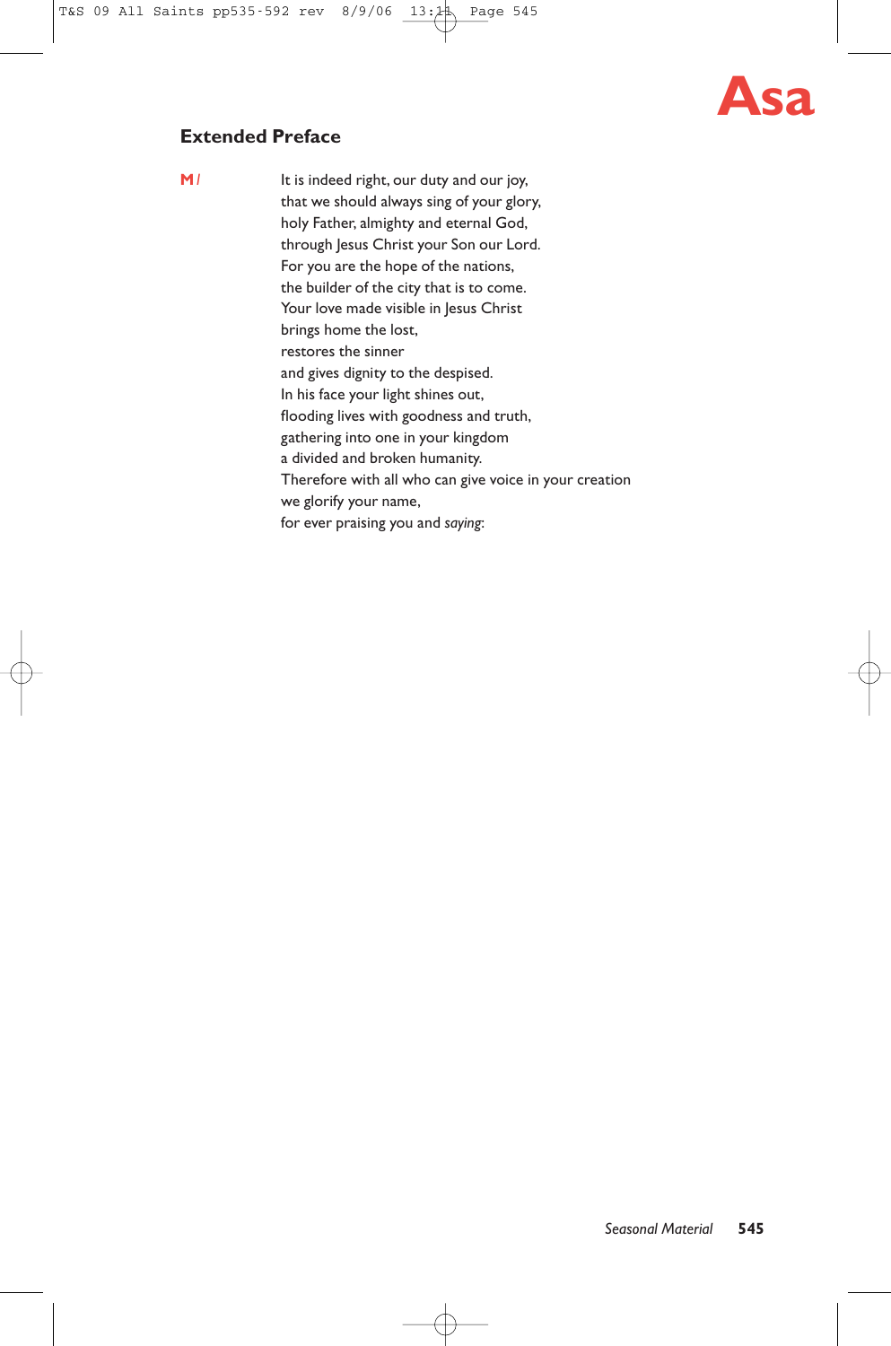**Asa**

## Extended Preface

**M** / It is indeed right, our duty and our joy,
that we should always sing of your glory,
holy Father, almighty and eternal God,
through Jesus Christ your Son our Lord.
For you are the hope of the nations,
the builder of the city that is to come.
Your love made visible in Jesus Christ
brings home the lost,
restores the sinner
and gives dignity to the despised.
In his face your light shines out,
flooding lives with goodness and truth,
gathering into one in your kingdom
a divided and broken humanity.
Therefore with all who can give voice in your creation
we glorify your name,
for ever praising you and *saying*: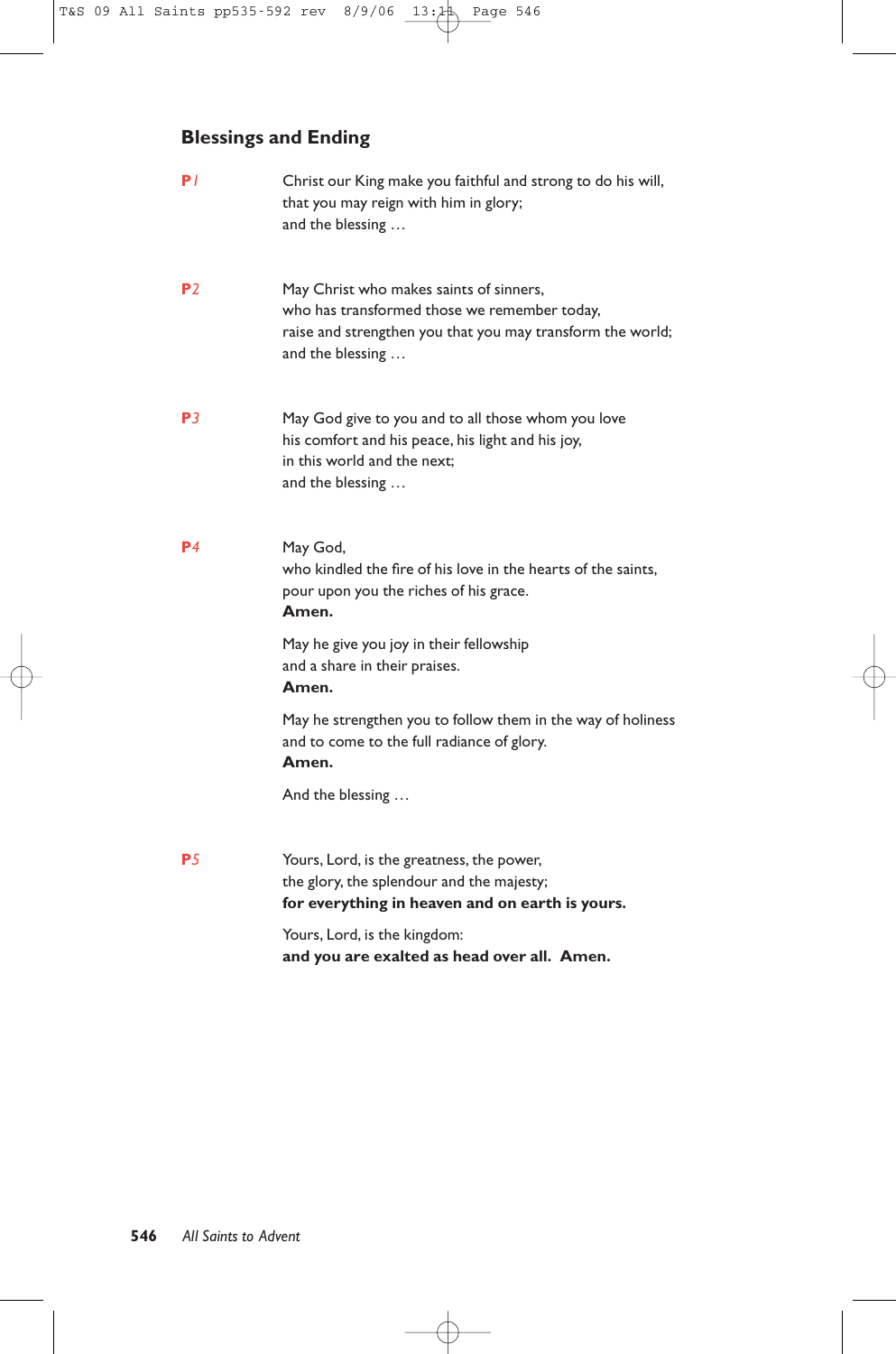## Blessings and Ending

**P***1* Christ our King make you faithful and strong to do his will,
that you may reign with him in glory;
and the blessing …

**P***2* May Christ who makes saints of sinners,
who has transformed those we remember today,
raise and strengthen you that you may transform the world;
and the blessing …

**P***3* May God give to you and to all those whom you love
his comfort and his peace, his light and his joy,
in this world and the next;
and the blessing …

**P***4* May God,
who kindled the fire of his love in the hearts of the saints,
pour upon you the riches of his grace.
**Amen.**

May he give you joy in their fellowship
and a share in their praises.
**Amen.**

May he strengthen you to follow them in the way of holiness
and to come to the full radiance of glory.
**Amen.**

And the blessing …

**P***5* Yours, Lord, is the greatness, the power,
the glory, the splendour and the majesty;
**for everything in heaven and on earth is yours.**

Yours, Lord, is the kingdom:
**and you are exalted as head over all. Amen.**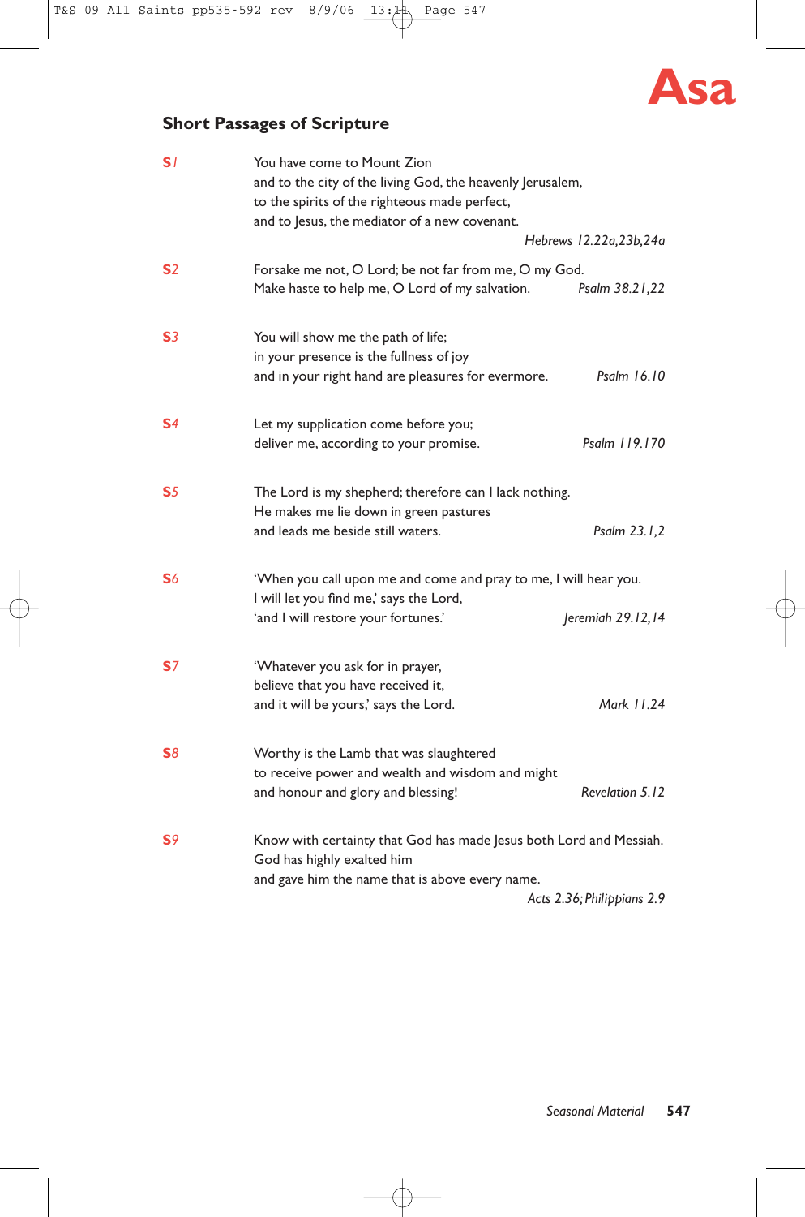# Asa

## Short Passages of Scripture

**S1** You have come to Mount Zion
and to the city of the living God, the heavenly Jerusalem,
to the spirits of the righteous made perfect,
and to Jesus, the mediator of a new covenant.
*Hebrews 12.22a,23b,24a*

**S2** Forsake me not, O Lord; be not far from me, O my God.
Make haste to help me, O Lord of my salvation. *Psalm 38.21,22*

**S3** You will show me the path of life;
in your presence is the fullness of joy
and in your right hand are pleasures for evermore. *Psalm 16.10*

**S4** Let my supplication come before you;
deliver me, according to your promise. *Psalm 119.170*

**S5** The Lord is my shepherd; therefore can I lack nothing.
He makes me lie down in green pastures
and leads me beside still waters. *Psalm 23.1,2*

**S6** 'When you call upon me and come and pray to me, I will hear you.
I will let you find me,' says the Lord,
'and I will restore your fortunes.' *Jeremiah 29.12,14*

**S7** 'Whatever you ask for in prayer,
believe that you have received it,
and it will be yours,' says the Lord. *Mark 11.24*

**S8** Worthy is the Lamb that was slaughtered
to receive power and wealth and wisdom and might
and honour and glory and blessing! *Revelation 5.12*

**S9** Know with certainty that God has made Jesus both Lord and Messiah.
God has highly exalted him
and gave him the name that is above every name.
*Acts 2.36; Philippians 2.9*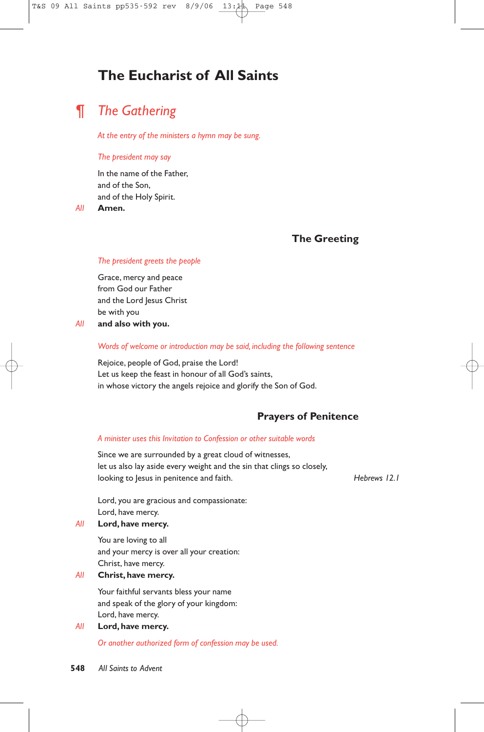# The Eucharist of All Saints

## ¶ The Gathering

*At the entry of the ministers a hymn may be sung.*

*The president may say*

In the name of the Father,
and of the Son,
and of the Holy Spirit.

*All* **Amen.**

### The Greeting

*The president greets the people*

Grace, mercy and peace
from God our Father
and the Lord Jesus Christ
be with you

*All* **and also with you.**

*Words of welcome or introduction may be said, including the following sentence*

Rejoice, people of God, praise the Lord!
Let us keep the feast in honour of all God's saints,
in whose victory the angels rejoice and glorify the Son of God.

### Prayers of Penitence

*A minister uses this Invitation to Confession or other suitable words*

Since we are surrounded by a great cloud of witnesses,
let us also lay aside every weight and the sin that clings so closely,
looking to Jesus in penitence and faith. *Hebrews 12.1*

Lord, you are gracious and compassionate:
Lord, have mercy.

*All* **Lord, have mercy.**

You are loving to all
and your mercy is over all your creation:
Christ, have mercy.

*All* **Christ, have mercy.**

Your faithful servants bless your name
and speak of the glory of your kingdom:
Lord, have mercy.

*All* **Lord, have mercy.**

*Or another authorized form of confession may be used.*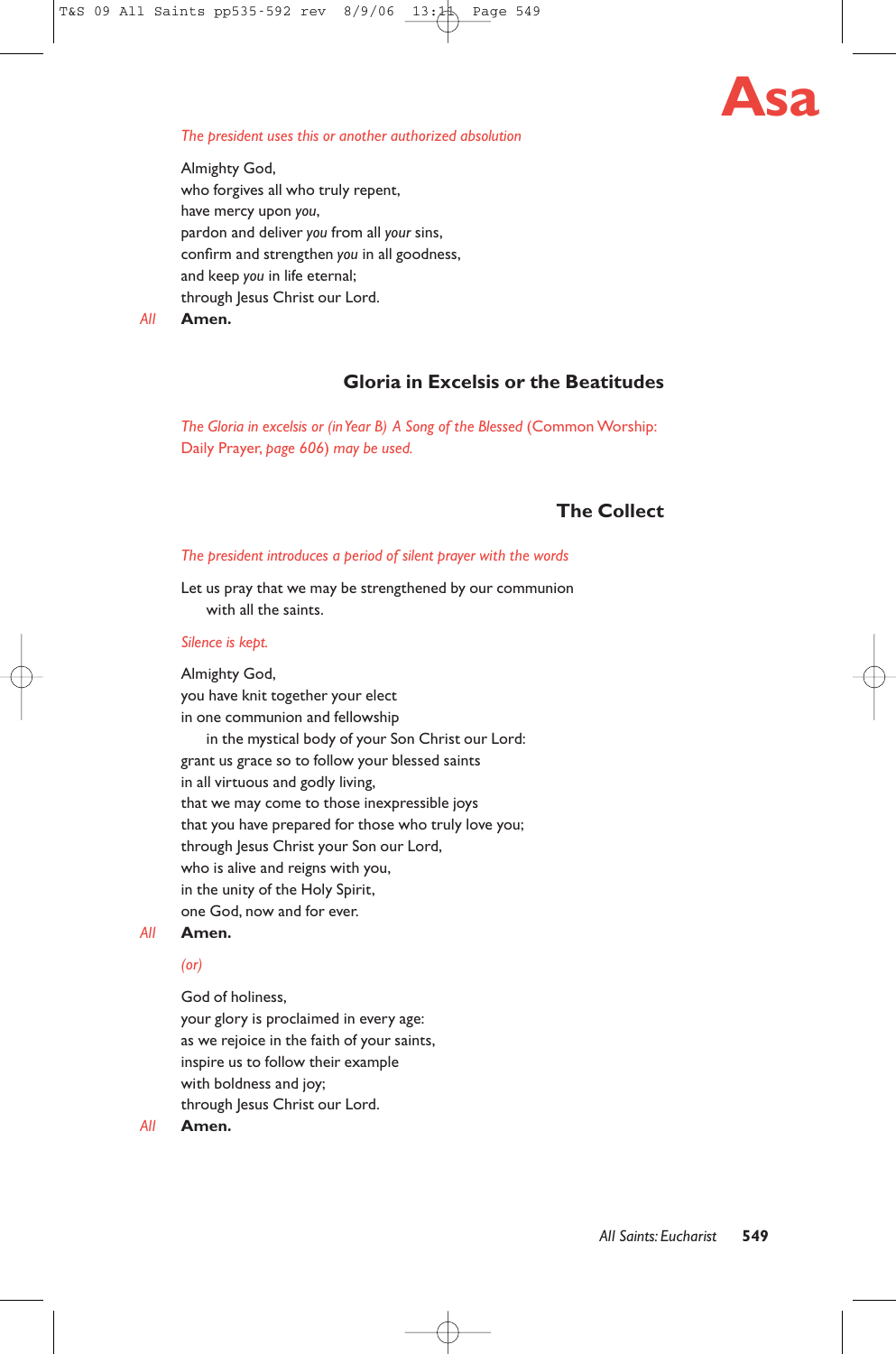**Asa**

*The president uses this or another authorized absolution*

Almighty God,
who forgives all who truly repent,
have mercy upon *you*,
pardon and deliver *you* from all *your* sins,
confirm and strengthen *you* in all goodness,
and keep *you* in life eternal;
through Jesus Christ our Lord.

*All* **Amen.**

## Gloria in Excelsis or the Beatitudes

*The Gloria in excelsis or (in Year B) A Song of the Blessed* (Common Worship: Daily Prayer, *page 606) may be used.*

## The Collect

*The president introduces a period of silent prayer with the words*

Let us pray that we may be strengthened by our communion
with all the saints.

*Silence is kept.*

Almighty God,
you have knit together your elect
in one communion and fellowship
in the mystical body of your Son Christ our Lord:
grant us grace so to follow your blessed saints
in all virtuous and godly living,
that we may come to those inexpressible joys
that you have prepared for those who truly love you;
through Jesus Christ your Son our Lord,
who is alive and reigns with you,
in the unity of the Holy Spirit,
one God, now and for ever.

*All* **Amen.**

*(or)*

God of holiness,
your glory is proclaimed in every age:
as we rejoice in the faith of your saints,
inspire us to follow their example
with boldness and joy;
through Jesus Christ our Lord.

*All* **Amen.**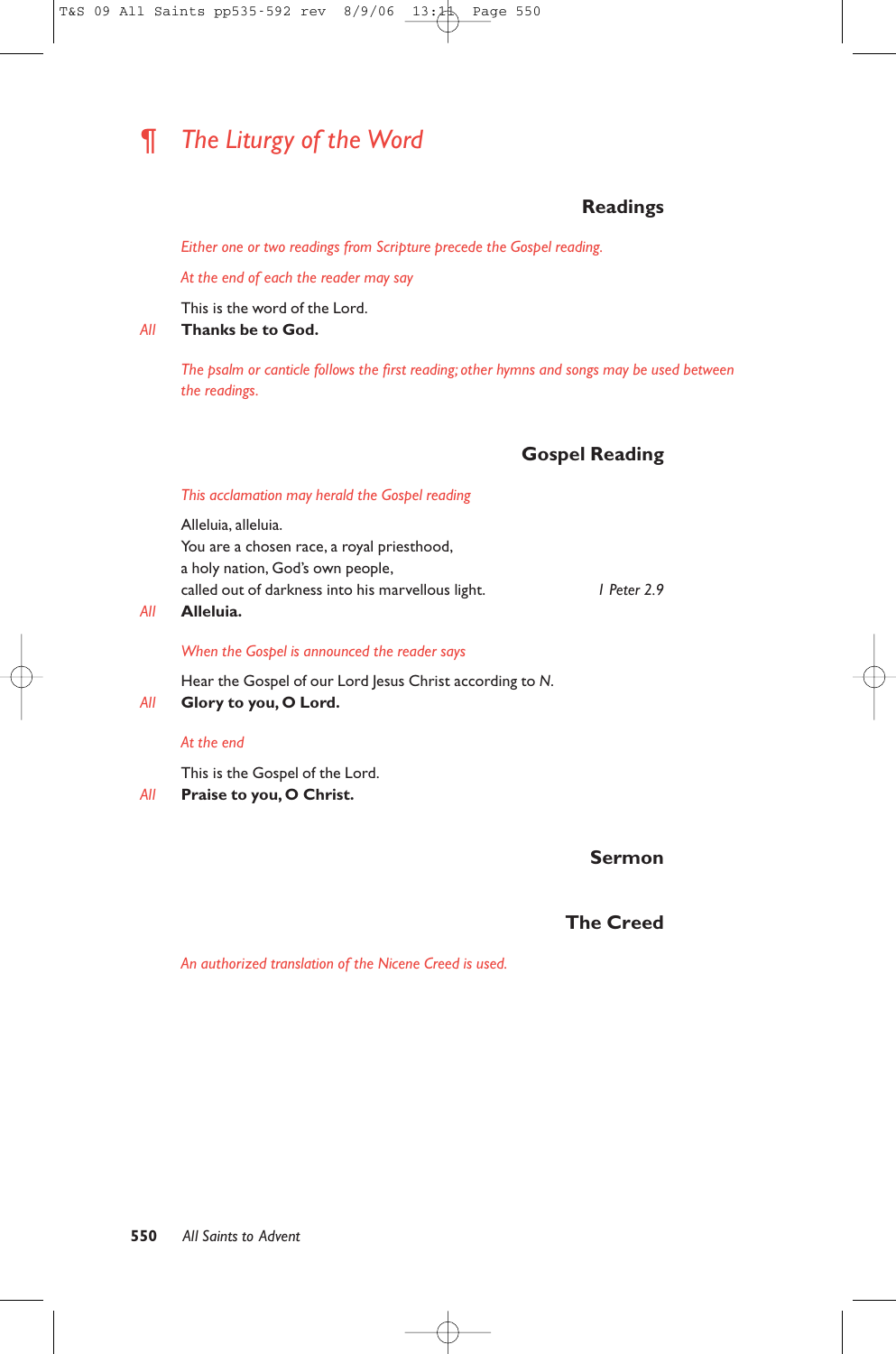# ¶ *The Liturgy of the Word*

## Readings

*Either one or two readings from Scripture precede the Gospel reading.*

*At the end of each the reader may say*

This is the word of the Lord.
*All* **Thanks be to God.**

*The psalm or canticle follows the first reading; other hymns and songs may be used between the readings.*

## Gospel Reading

*This acclamation may herald the Gospel reading*

Alleluia, alleluia.
You are a chosen race, a royal priesthood,
a holy nation, God's own people,
called out of darkness into his marvellous light. *1 Peter 2.9*
*All* **Alleluia.**

*When the Gospel is announced the reader says*

Hear the Gospel of our Lord Jesus Christ according to *N.*
*All* **Glory to you, O Lord.**

*At the end*

This is the Gospel of the Lord.
*All* **Praise to you, O Christ.**

## Sermon

## The Creed

*An authorized translation of the Nicene Creed is used.*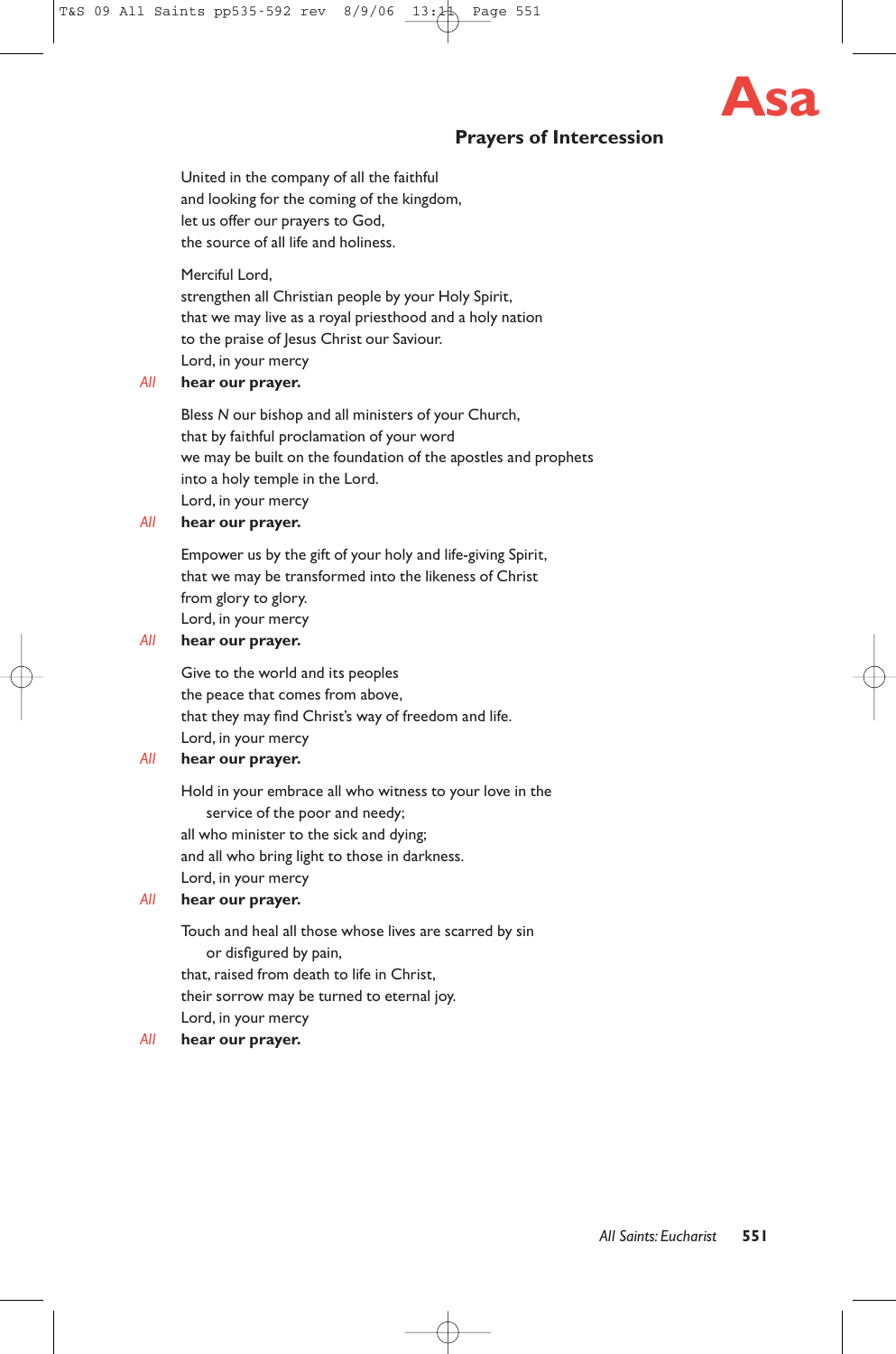# Asa

## Prayers of Intercession

United in the company of all the faithful
and looking for the coming of the kingdom,
let us offer our prayers to God,
the source of all life and holiness.

Merciful Lord,
strengthen all Christian people by your Holy Spirit,
that we may live as a royal priesthood and a holy nation
to the praise of Jesus Christ our Saviour.
Lord, in your mercy

*All* **hear our prayer.**

Bless *N* our bishop and all ministers of your Church,
that by faithful proclamation of your word
we may be built on the foundation of the apostles and prophets
into a holy temple in the Lord.
Lord, in your mercy

*All* **hear our prayer.**

Empower us by the gift of your holy and life-giving Spirit,
that we may be transformed into the likeness of Christ
from glory to glory.
Lord, in your mercy

*All* **hear our prayer.**

Give to the world and its peoples
the peace that comes from above,
that they may find Christ's way of freedom and life.
Lord, in your mercy

*All* **hear our prayer.**

Hold in your embrace all who witness to your love in the
service of the poor and needy;
all who minister to the sick and dying;
and all who bring light to those in darkness.
Lord, in your mercy

*All* **hear our prayer.**

Touch and heal all those whose lives are scarred by sin
or disfigured by pain,
that, raised from death to life in Christ,
their sorrow may be turned to eternal joy.
Lord, in your mercy

*All* **hear our prayer.**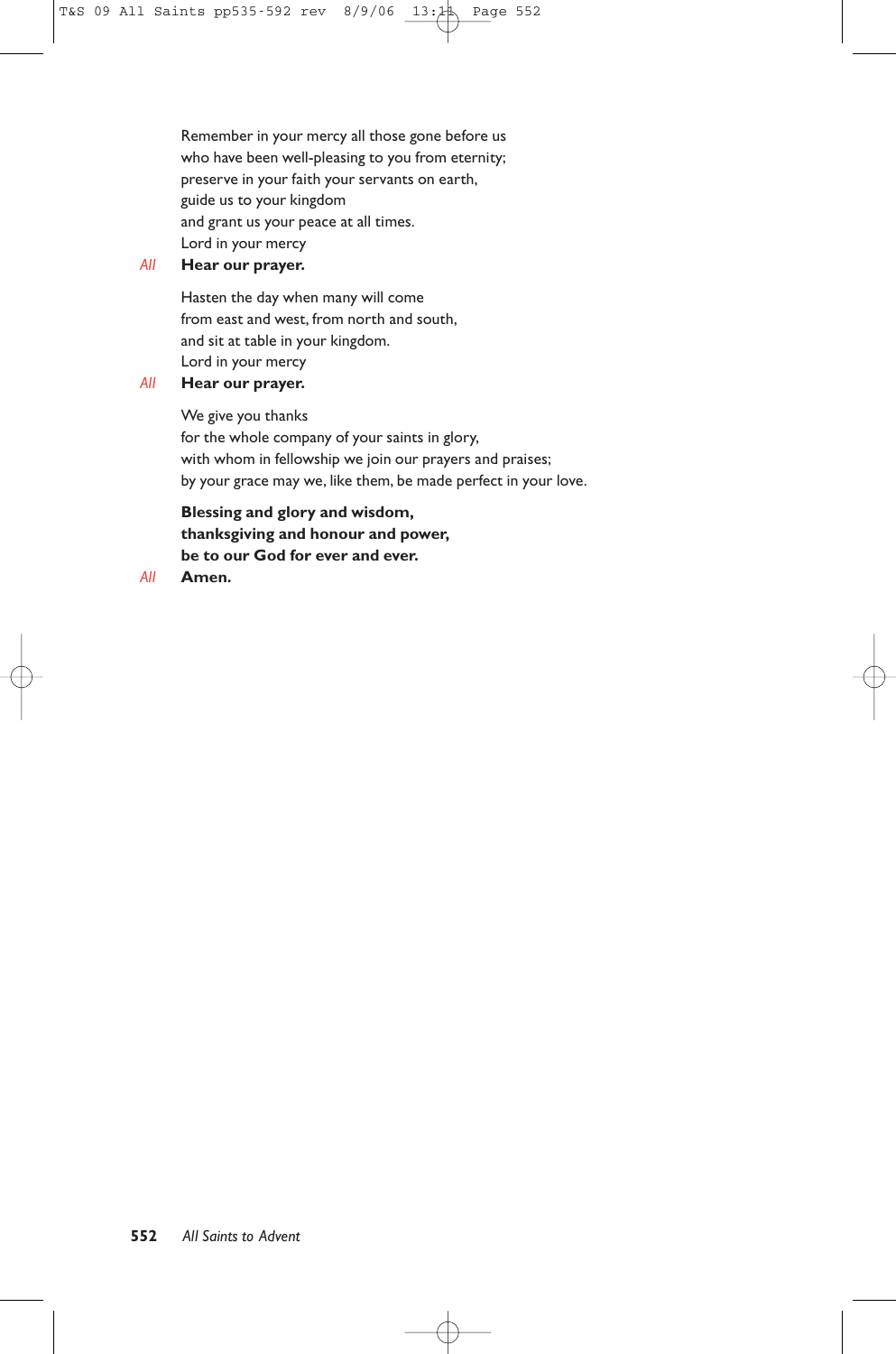Remember in your mercy all those gone before us
who have been well-pleasing to you from eternity;
preserve in your faith your servants on earth,
guide us to your kingdom
and grant us your peace at all times.
Lord in your mercy

*All* **Hear our prayer.**

Hasten the day when many will come
from east and west, from north and south,
and sit at table in your kingdom.
Lord in your mercy

*All* **Hear our prayer.**

We give you thanks
for the whole company of your saints in glory,
with whom in fellowship we join our prayers and praises;
by your grace may we, like them, be made perfect in your love.

**Blessing and glory and wisdom,**
**thanksgiving and honour and power,**
**be to our God for ever and ever.**

*All* **Amen.**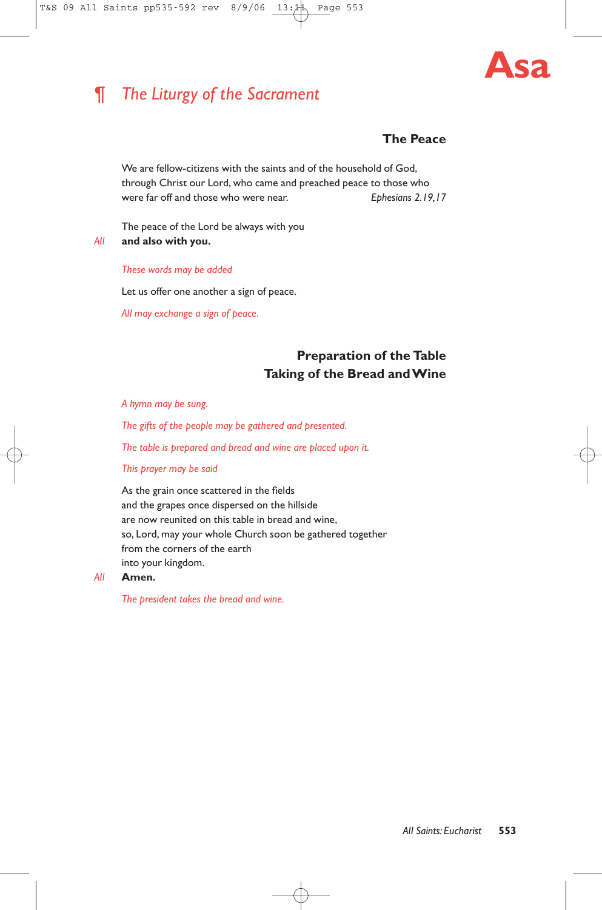Asa

# ¶ *The Liturgy of the Sacrament*

### The Peace

We are fellow-citizens with the saints and of the household of God, through Christ our Lord, who came and preached peace to those who were far off and those who were near. *Ephesians 2.19,17*

The peace of the Lord be always with you

*All* **and also with you.**

*These words may be added*

Let us offer one another a sign of peace.

*All may exchange a sign of peace.*

### Preparation of the Table
### Taking of the Bread and Wine

*A hymn may be sung.*

*The gifts of the people may be gathered and presented.*

*The table is prepared and bread and wine are placed upon it.*

*This prayer may be said*

As the grain once scattered in the fields
and the grapes once dispersed on the hillside
are now reunited on this table in bread and wine,
so, Lord, may your whole Church soon be gathered together
from the corners of the earth
into your kingdom.

*All* **Amen.**

*The president takes the bread and wine.*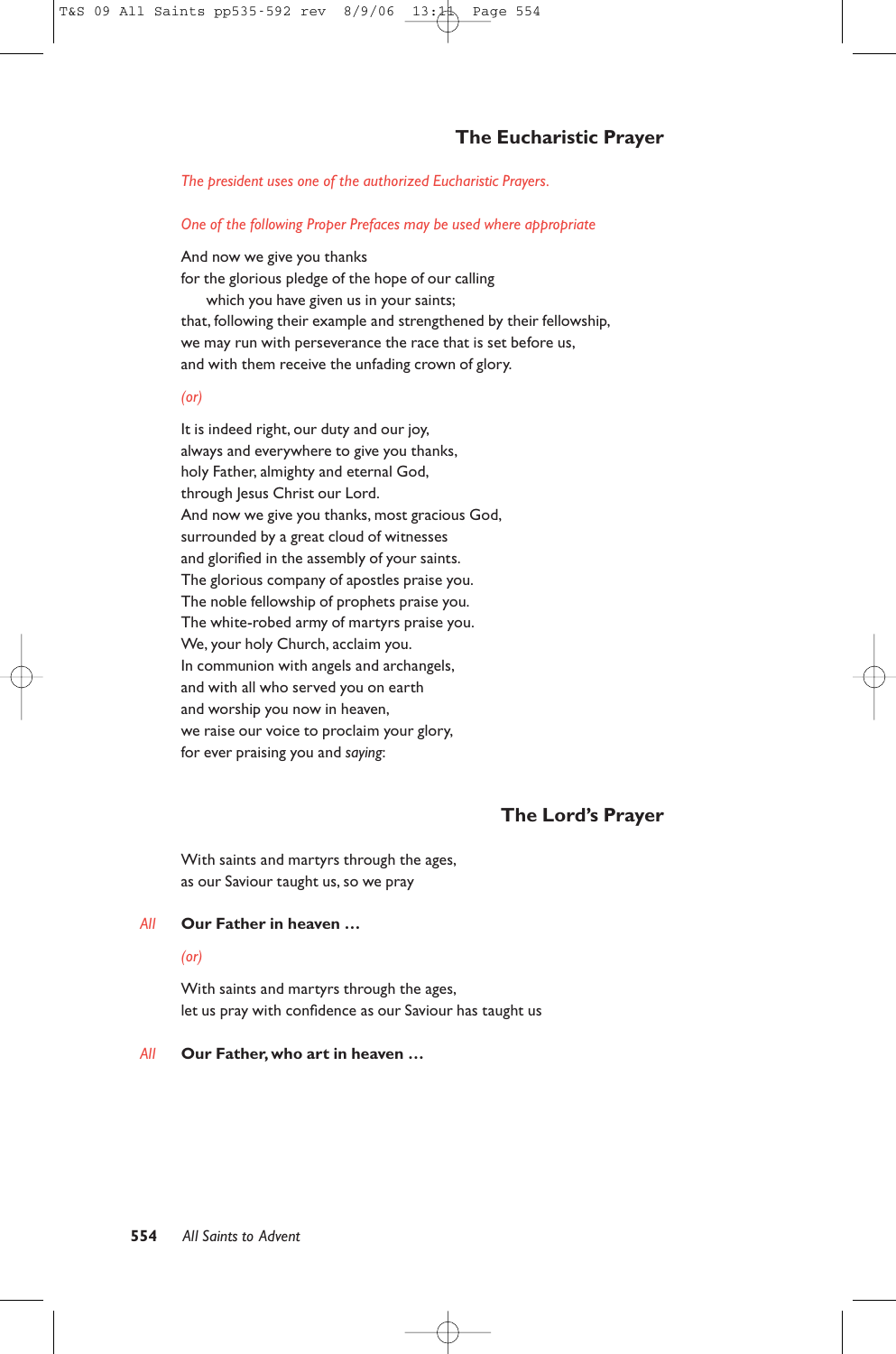## The Eucharistic Prayer

*The president uses one of the authorized Eucharistic Prayers.*

*One of the following Proper Prefaces may be used where appropriate*

And now we give you thanks
for the glorious pledge of the hope of our calling
which you have given us in your saints;
that, following their example and strengthened by their fellowship,
we may run with perseverance the race that is set before us,
and with them receive the unfading crown of glory.

*(or)*

It is indeed right, our duty and our joy,
always and everywhere to give you thanks,
holy Father, almighty and eternal God,
through Jesus Christ our Lord.
And now we give you thanks, most gracious God,
surrounded by a great cloud of witnesses
and glorified in the assembly of your saints.
The glorious company of apostles praise you.
The noble fellowship of prophets praise you.
The white-robed army of martyrs praise you.
We, your holy Church, acclaim you.
In communion with angels and archangels,
and with all who served you on earth
and worship you now in heaven,
we raise our voice to proclaim your glory,
for ever praising you and *saying*:

## The Lord's Prayer

With saints and martyrs through the ages,
as our Saviour taught us, so we pray

*All* **Our Father in heaven …**

*(or)*

With saints and martyrs through the ages,
let us pray with confidence as our Saviour has taught us

*All* **Our Father, who art in heaven …**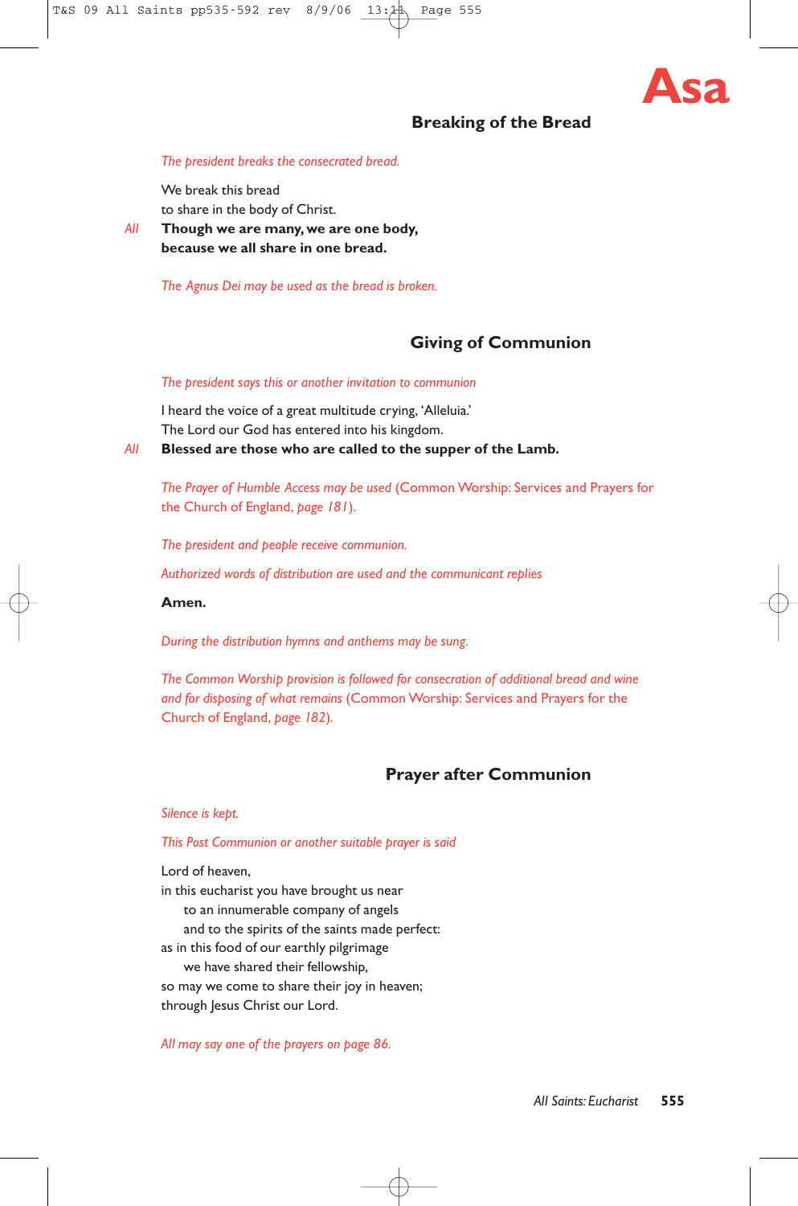**Asa**

## Breaking of the Bread

*The president breaks the consecrated bread.*

We break this bread
to share in the body of Christ.

*All* **Though we are many, we are one body,
because we all share in one bread.**

*The Agnus Dei may be used as the bread is broken.*

## Giving of Communion

*The president says this or another invitation to communion*

I heard the voice of a great multitude crying, 'Alleluia.'
The Lord our God has entered into his kingdom.

*All* **Blessed are those who are called to the supper of the Lamb.**

*The Prayer of Humble Access may be used* (Common Worship: Services and Prayers for the Church of England, *page 181*).

*The president and people receive communion.*

*Authorized words of distribution are used and the communicant replies*

**Amen.**

*During the distribution hymns and anthems may be sung.*

*The Common Worship provision is followed for consecration of additional bread and wine and for disposing of what remains* (Common Worship: Services and Prayers for the Church of England, *page 182*).

## Prayer after Communion

*Silence is kept.*

*This Post Communion or another suitable prayer is said*

Lord of heaven,
in this eucharist you have brought us near
 to an innumerable company of angels
 and to the spirits of the saints made perfect:
as in this food of our earthly pilgrimage
 we have shared their fellowship,
so may we come to share their joy in heaven;
through Jesus Christ our Lord.

*All may say one of the prayers on page 86.*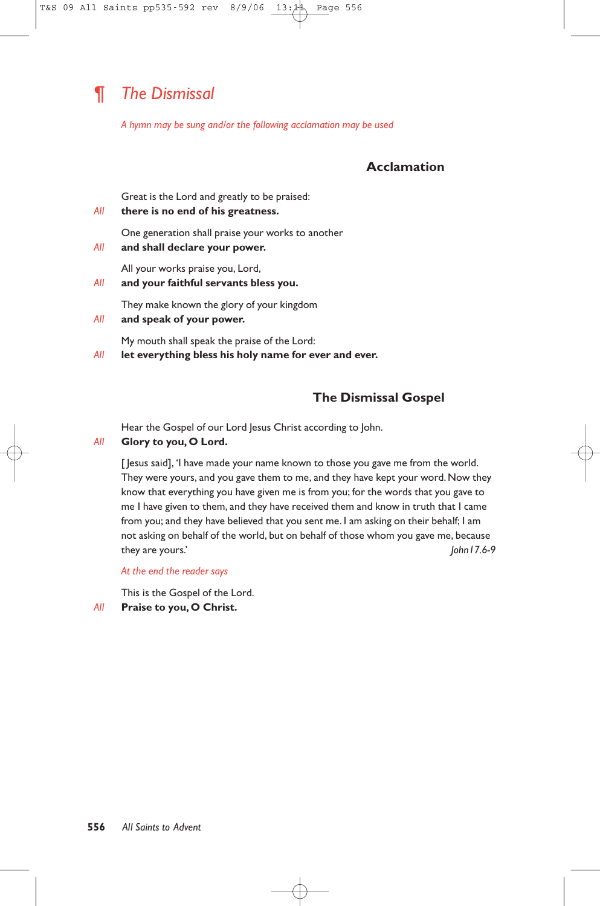## ¶ *The Dismissal*

*A hymn may be sung and/or the following acclamation may be used*

### Acclamation

Great is the Lord and greatly to be praised:
*All* **there is no end of his greatness.**

One generation shall praise your works to another
*All* **and shall declare your power.**

All your works praise you, Lord,
*All* **and your faithful servants bless you.**

They make known the glory of your kingdom
*All* **and speak of your power.**

My mouth shall speak the praise of the Lord:
*All* **let everything bless his holy name for ever and ever.**

### The Dismissal Gospel

Hear the Gospel of our Lord Jesus Christ according to John.
*All* **Glory to you, O Lord.**

[Jesus said], 'I have made your name known to those you gave me from the world. They were yours, and you gave them to me, and they have kept your word. Now they know that everything you have given me is from you; for the words that you gave to me I have given to them, and they have received them and know in truth that I came from you; and they have believed that you sent me. I am asking on their behalf; I am not asking on behalf of the world, but on behalf of those whom you gave me, because they are yours.' *John 17.6-9*

*At the end the reader says*

This is the Gospel of the Lord.
*All* **Praise to you, O Christ.**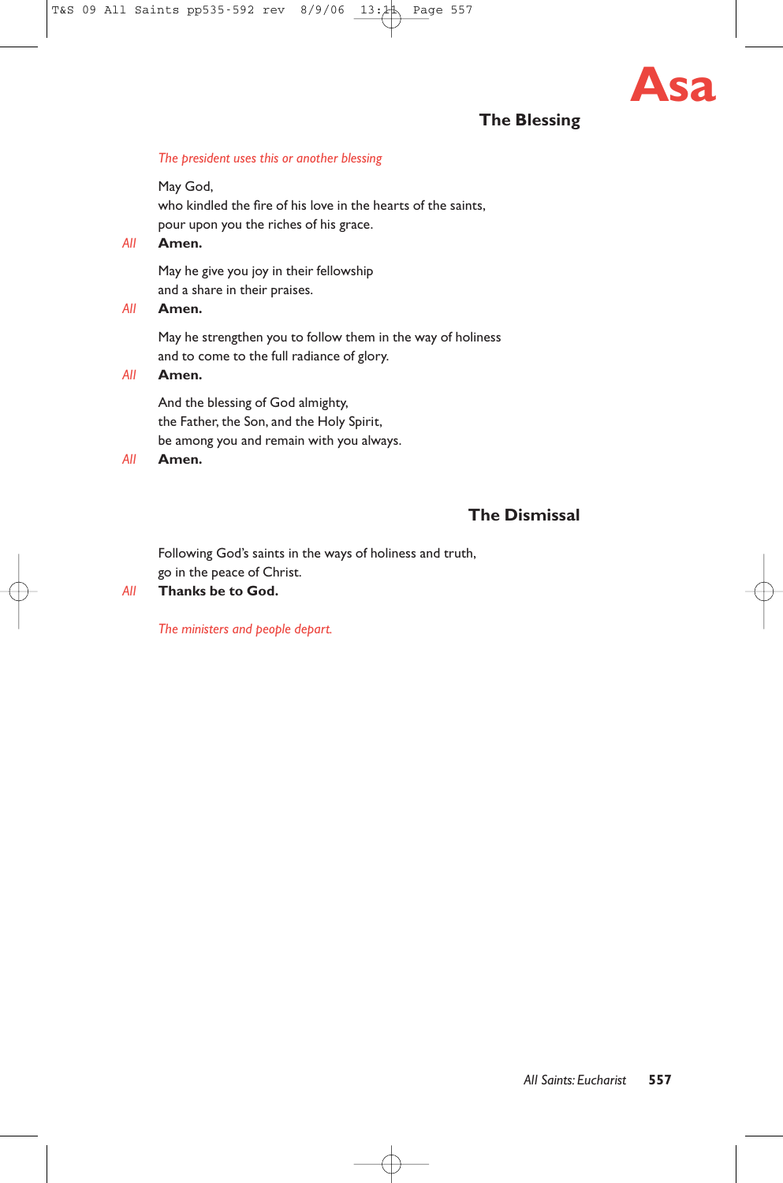**Asa**

## The Blessing

*The president uses this or another blessing*

May God,
who kindled the fire of his love in the hearts of the saints,
pour upon you the riches of his grace.

*All* **Amen.**

May he give you joy in their fellowship
and a share in their praises.

*All* **Amen.**

May he strengthen you to follow them in the way of holiness
and to come to the full radiance of glory.

*All* **Amen.**

And the blessing of God almighty,
the Father, the Son, and the Holy Spirit,
be among you and remain with you always.

*All* **Amen.**

## The Dismissal

Following God's saints in the ways of holiness and truth,
go in the peace of Christ.

*All* **Thanks be to God.**

*The ministers and people depart.*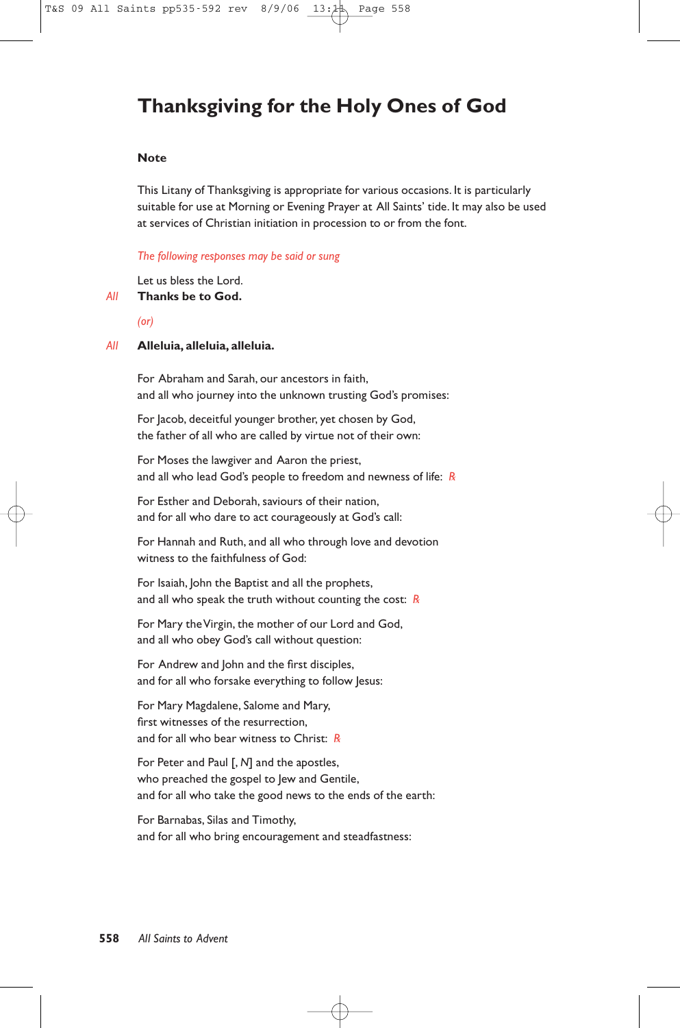# Thanksgiving for the Holy Ones of God

### Note

This Litany of Thanksgiving is appropriate for various occasions. It is particularly suitable for use at Morning or Evening Prayer at All Saints' tide. It may also be used at services of Christian initiation in procession to or from the font.

*The following responses may be said or sung*

Let us bless the Lord.
*All* **Thanks be to God.**

*(or)*

*All* **Alleluia, alleluia, alleluia.**

For Abraham and Sarah, our ancestors in faith,
and all who journey into the unknown trusting God's promises:

For Jacob, deceitful younger brother, yet chosen by God,
the father of all who are called by virtue not of their own:

For Moses the lawgiver and Aaron the priest,
and all who lead God's people to freedom and newness of life: *R*

For Esther and Deborah, saviours of their nation,
and for all who dare to act courageously at God's call:

For Hannah and Ruth, and all who through love and devotion
witness to the faithfulness of God:

For Isaiah, John the Baptist and all the prophets,
and all who speak the truth without counting the cost: *R*

For Mary the Virgin, the mother of our Lord and God,
and all who obey God's call without question:

For Andrew and John and the first disciples,
and for all who forsake everything to follow Jesus:

For Mary Magdalene, Salome and Mary,
first witnesses of the resurrection,
and for all who bear witness to Christ: *R*

For Peter and Paul [, *N*] and the apostles,
who preached the gospel to Jew and Gentile,
and for all who take the good news to the ends of the earth:

For Barnabas, Silas and Timothy,
and for all who bring encouragement and steadfastness: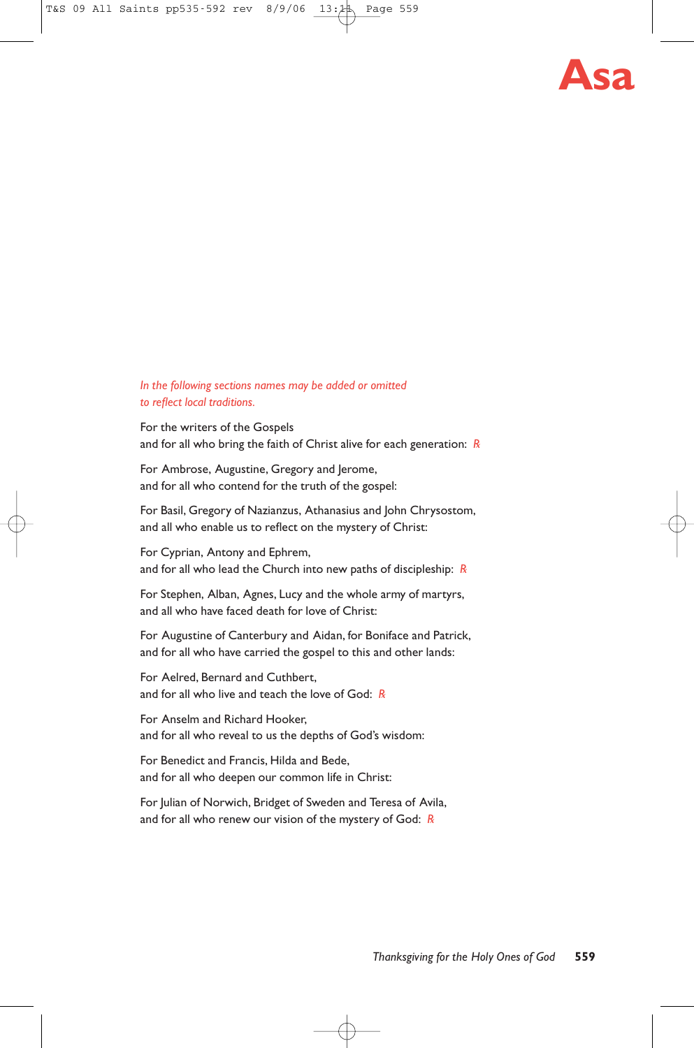# Asa

*In the following sections names may be added or omitted to reflect local traditions.*

For the writers of the Gospels
and for all who bring the faith of Christ alive for each generation: *R*

For Ambrose, Augustine, Gregory and Jerome,
and for all who contend for the truth of the gospel:

For Basil, Gregory of Nazianzus, Athanasius and John Chrysostom,
and all who enable us to reflect on the mystery of Christ:

For Cyprian, Antony and Ephrem,
and for all who lead the Church into new paths of discipleship: *R*

For Stephen, Alban, Agnes, Lucy and the whole army of martyrs,
and all who have faced death for love of Christ:

For Augustine of Canterbury and Aidan, for Boniface and Patrick,
and for all who have carried the gospel to this and other lands:

For Aelred, Bernard and Cuthbert,
and for all who live and teach the love of God: *R*

For Anselm and Richard Hooker,
and for all who reveal to us the depths of God's wisdom:

For Benedict and Francis, Hilda and Bede,
and for all who deepen our common life in Christ:

For Julian of Norwich, Bridget of Sweden and Teresa of Avila,
and for all who renew our vision of the mystery of God: *R*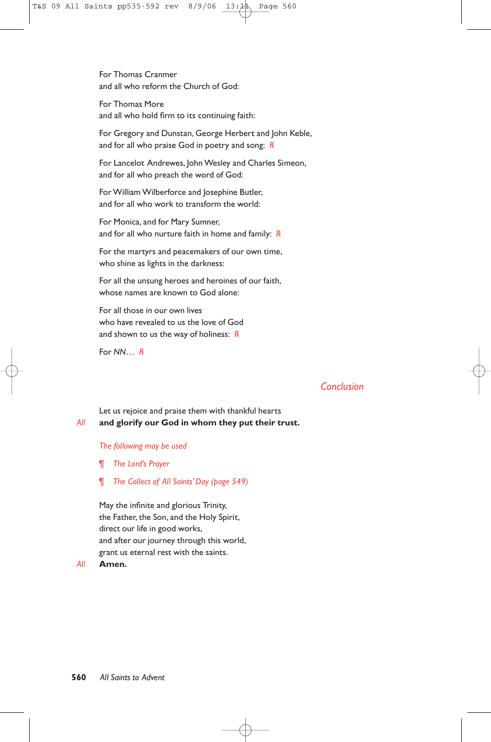For Thomas Cranmer
and all who reform the Church of God:

For Thomas More
and all who hold firm to its continuing faith:

For Gregory and Dunstan, George Herbert and John Keble,
and for all who praise God in poetry and song: *R*

For Lancelot Andrewes, John Wesley and Charles Simeon,
and for all who preach the word of God:

For William Wilberforce and Josephine Butler,
and for all who work to transform the world:

For Monica, and for Mary Sumner,
and for all who nurture faith in home and family: *R*

For the martyrs and peacemakers of our own time,
who shine as lights in the darkness:

For all the unsung heroes and heroines of our faith,
whose names are known to God alone:

For all those in our own lives
who have revealed to us the love of God
and shown to us the way of holiness: *R*

For *NN*… *R*

## *Conclusion*

Let us rejoice and praise them with thankful hearts

*All* **and glorify our God in whom they put their trust.**

*The following may be used*

¶ *The Lord's Prayer*

¶ *The Collect of All Saints' Day (page 549)*

May the infinite and glorious Trinity,
the Father, the Son, and the Holy Spirit,
direct our life in good works,
and after our journey through this world,
grant us eternal rest with the saints.

*All* **Amen.**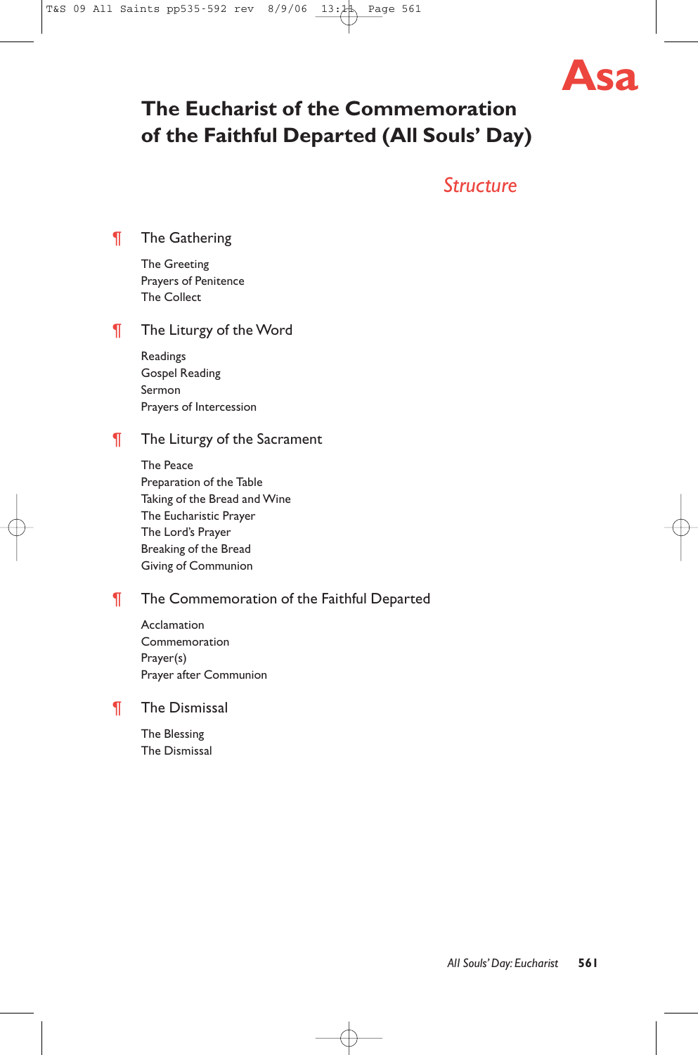Asa

# The Eucharist of the Commemoration of the Faithful Departed (All Souls' Day)

*Structure*

¶ The Gathering

The Greeting
Prayers of Penitence
The Collect

¶ The Liturgy of the Word

Readings
Gospel Reading
Sermon
Prayers of Intercession

¶ The Liturgy of the Sacrament

The Peace
Preparation of the Table
Taking of the Bread and Wine
The Eucharistic Prayer
The Lord's Prayer
Breaking of the Bread
Giving of Communion

¶ The Commemoration of the Faithful Departed

Acclamation
Commemoration
Prayer(s)
Prayer after Communion

¶ The Dismissal

The Blessing
The Dismissal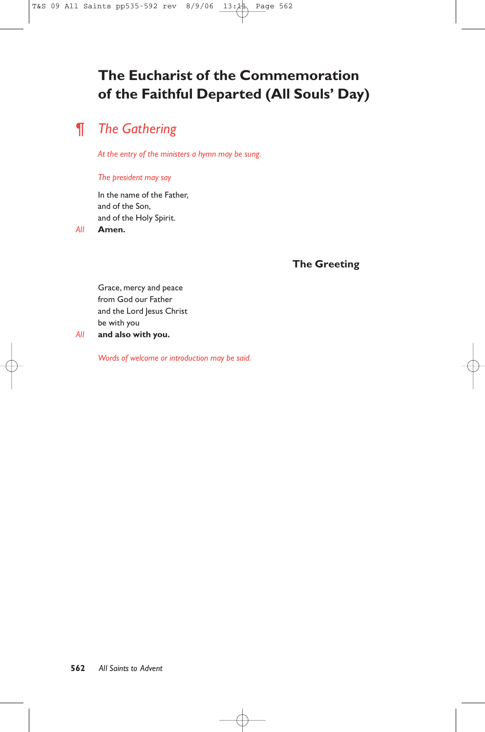# The Eucharist of the Commemoration of the Faithful Departed (All Souls' Day)

## ¶ *The Gathering*

*At the entry of the ministers a hymn may be sung.*

*The president may say*

In the name of the Father,
and of the Son,
and of the Holy Spirit.

*All* **Amen.**

### The Greeting

Grace, mercy and peace
from God our Father
and the Lord Jesus Christ
be with you

*All* **and also with you.**

*Words of welcome or introduction may be said.*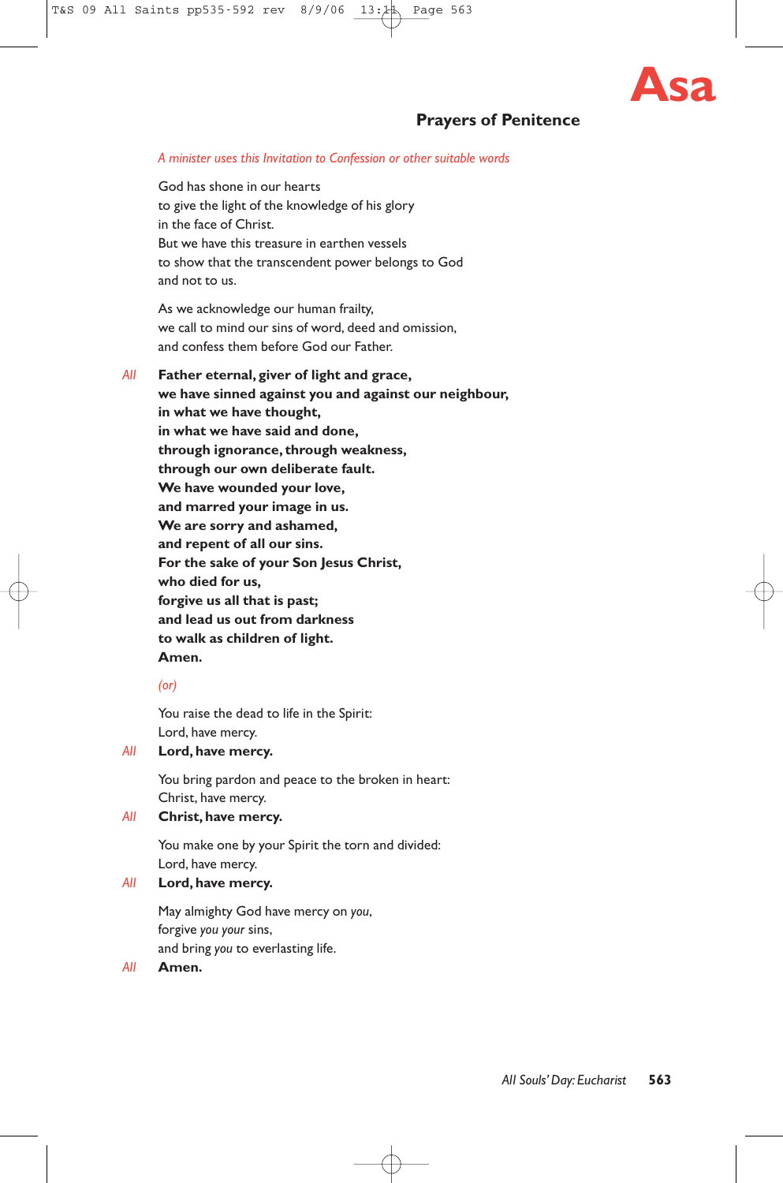# Asa

## Prayers of Penitence

*A minister uses this Invitation to Confession or other suitable words*

God has shone in our hearts
to give the light of the knowledge of his glory
in the face of Christ.
But we have this treasure in earthen vessels
to show that the transcendent power belongs to God
and not to us.

As we acknowledge our human frailty,
we call to mind our sins of word, deed and omission,
and confess them before God our Father.

*All* **Father eternal, giver of light and grace,
we have sinned against you and against our neighbour,
in what we have thought,
in what we have said and done,
through ignorance, through weakness,
through our own deliberate fault.
We have wounded your love,
and marred your image in us.
We are sorry and ashamed,
and repent of all our sins.
For the sake of your Son Jesus Christ,
who died for us,
forgive us all that is past;
and lead us out from darkness
to walk as children of light.
Amen.**

*(or)*

You raise the dead to life in the Spirit:
Lord, have mercy.

*All* **Lord, have mercy.**

You bring pardon and peace to the broken in heart:
Christ, have mercy.

*All* **Christ, have mercy.**

You make one by your Spirit the torn and divided:
Lord, have mercy.

*All* **Lord, have mercy.**

May almighty God have mercy on *you*,
forgive *you your* sins,
and bring *you* to everlasting life.

*All* **Amen.**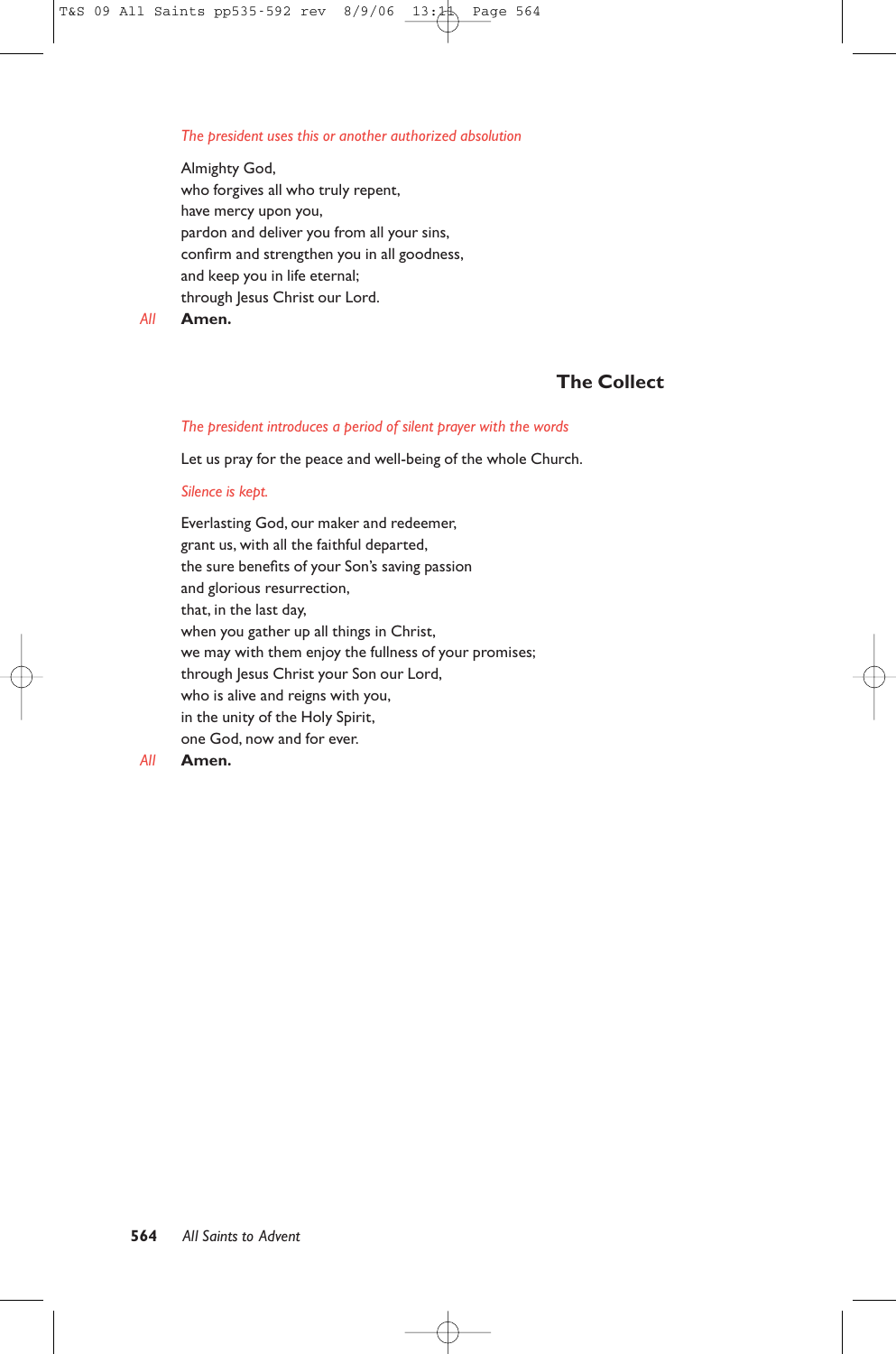*The president uses this or another authorized absolution*

Almighty God,
who forgives all who truly repent,
have mercy upon you,
pardon and deliver you from all your sins,
confirm and strengthen you in all goodness,
and keep you in life eternal;
through Jesus Christ our Lord.

*All* **Amen.**

## The Collect

*The president introduces a period of silent prayer with the words*

Let us pray for the peace and well-being of the whole Church.

*Silence is kept.*

Everlasting God, our maker and redeemer,
grant us, with all the faithful departed,
the sure benefits of your Son's saving passion
and glorious resurrection,
that, in the last day,
when you gather up all things in Christ,
we may with them enjoy the fullness of your promises;
through Jesus Christ your Son our Lord,
who is alive and reigns with you,
in the unity of the Holy Spirit,
one God, now and for ever.

*All* **Amen.**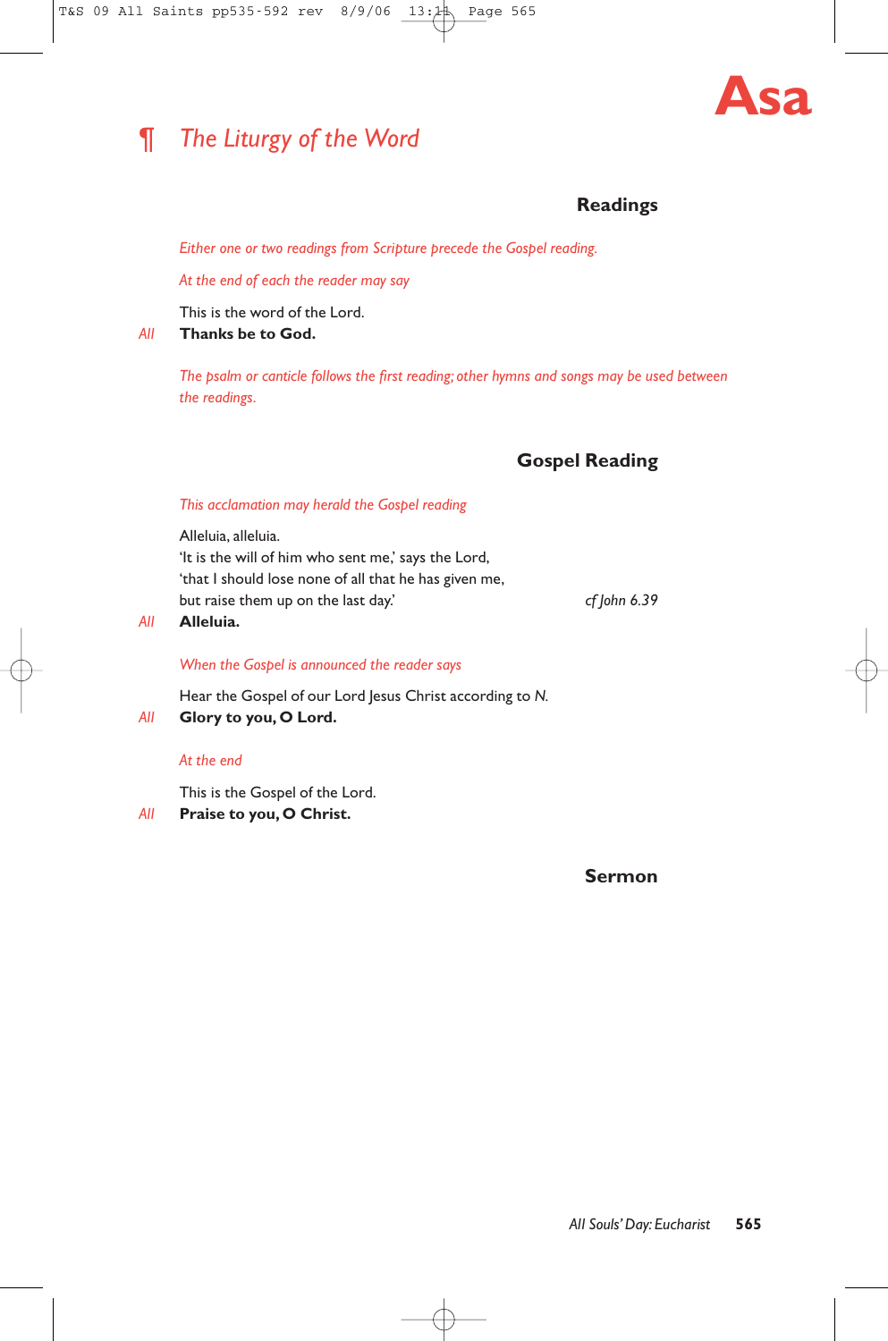# Asa

## ¶ *The Liturgy of the Word*

### Readings

*Either one or two readings from Scripture precede the Gospel reading.*

*At the end of each the reader may say*

This is the word of the Lord.
*All* **Thanks be to God.**

*The psalm or canticle follows the first reading; other hymns and songs may be used between the readings.*

### Gospel Reading

*This acclamation may herald the Gospel reading*

Alleluia, alleluia.
'It is the will of him who sent me,' says the Lord,
'that I should lose none of all that he has given me,
but raise them up on the last day.' *cf John 6.39*
*All* **Alleluia.**

*When the Gospel is announced the reader says*

Hear the Gospel of our Lord Jesus Christ according to *N.*
*All* **Glory to you, O Lord.**

*At the end*

This is the Gospel of the Lord.
*All* **Praise to you, O Christ.**

### Sermon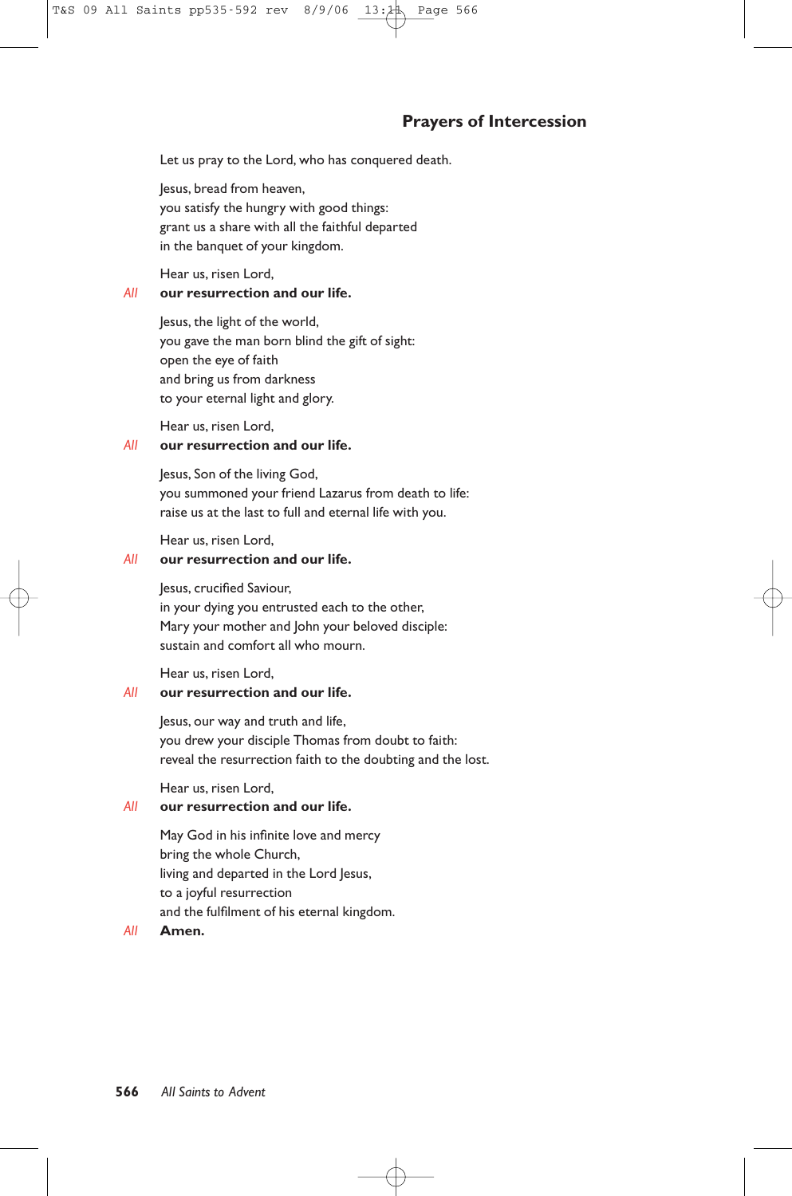## Prayers of Intercession

Let us pray to the Lord, who has conquered death.

Jesus, bread from heaven,
you satisfy the hungry with good things:
grant us a share with all the faithful departed
in the banquet of your kingdom.

Hear us, risen Lord,
*All* **our resurrection and our life.**

Jesus, the light of the world,
you gave the man born blind the gift of sight:
open the eye of faith
and bring us from darkness
to your eternal light and glory.

Hear us, risen Lord,
*All* **our resurrection and our life.**

Jesus, Son of the living God,
you summoned your friend Lazarus from death to life:
raise us at the last to full and eternal life with you.

Hear us, risen Lord,
*All* **our resurrection and our life.**

Jesus, crucified Saviour,
in your dying you entrusted each to the other,
Mary your mother and John your beloved disciple:
sustain and comfort all who mourn.

Hear us, risen Lord,
*All* **our resurrection and our life.**

Jesus, our way and truth and life,
you drew your disciple Thomas from doubt to faith:
reveal the resurrection faith to the doubting and the lost.

Hear us, risen Lord,
*All* **our resurrection and our life.**

May God in his infinite love and mercy
bring the whole Church,
living and departed in the Lord Jesus,
to a joyful resurrection
and the fulfilment of his eternal kingdom.
*All* **Amen.**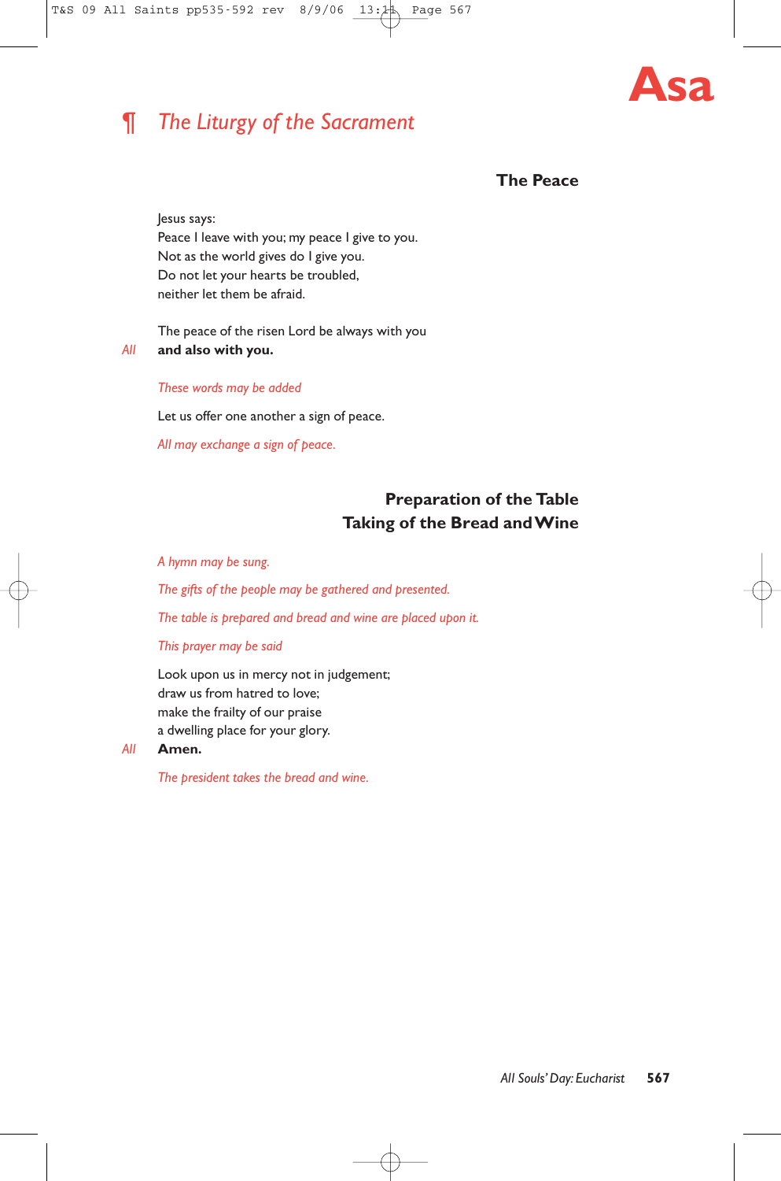Asa

# ¶ *The Liturgy of the Sacrament*

### The Peace

Jesus says:
Peace I leave with you; my peace I give to you.
Not as the world gives do I give you.
Do not let your hearts be troubled,
neither let them be afraid.

The peace of the risen Lord be always with you

*All* **and also with you.**

*These words may be added*

Let us offer one another a sign of peace.

*All may exchange a sign of peace.*

### Preparation of the Table
### Taking of the Bread and Wine

*A hymn may be sung.*

*The gifts of the people may be gathered and presented.*

*The table is prepared and bread and wine are placed upon it.*

*This prayer may be said*

Look upon us in mercy not in judgement;
draw us from hatred to love;
make the frailty of our praise
a dwelling place for your glory.

*All* **Amen.**

*The president takes the bread and wine.*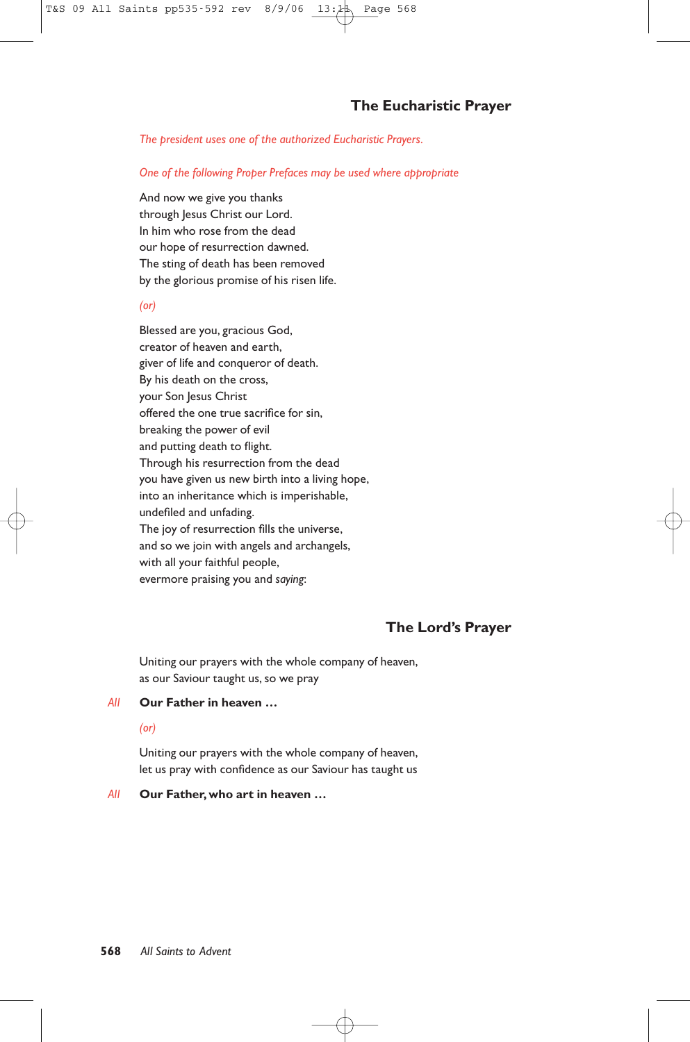## The Eucharistic Prayer

*The president uses one of the authorized Eucharistic Prayers.*

*One of the following Proper Prefaces may be used where appropriate*

And now we give you thanks
through Jesus Christ our Lord.
In him who rose from the dead
our hope of resurrection dawned.
The sting of death has been removed
by the glorious promise of his risen life.

*(or)*

Blessed are you, gracious God,
creator of heaven and earth,
giver of life and conqueror of death.
By his death on the cross,
your Son Jesus Christ
offered the one true sacrifice for sin,
breaking the power of evil
and putting death to flight.
Through his resurrection from the dead
you have given us new birth into a living hope,
into an inheritance which is imperishable,
undefiled and unfading.
The joy of resurrection fills the universe,
and so we join with angels and archangels,
with all your faithful people,
evermore praising you and *saying*:

## The Lord's Prayer

Uniting our prayers with the whole company of heaven,
as our Saviour taught us, so we pray

*All* **Our Father in heaven …**

*(or)*

Uniting our prayers with the whole company of heaven,
let us pray with confidence as our Saviour has taught us

*All* **Our Father, who art in heaven …**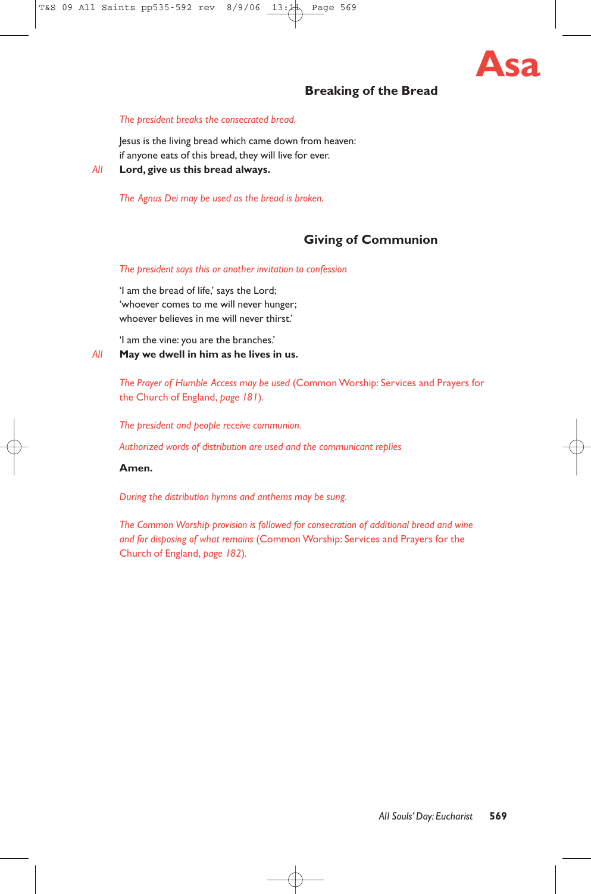# Asa

## Breaking of the Bread

*The president breaks the consecrated bread.*

Jesus is the living bread which came down from heaven:
if anyone eats of this bread, they will live for ever.

*All* **Lord, give us this bread always.**

*The Agnus Dei may be used as the bread is broken.*

## Giving of Communion

*The president says this or another invitation to confession*

'I am the bread of life,' says the Lord;
'whoever comes to me will never hunger;
whoever believes in me will never thirst.'

'I am the vine: you are the branches.'

*All* **May we dwell in him as he lives in us.**

*The Prayer of Humble Access may be used* (Common Worship: Services and Prayers for the Church of England, *page 181*).

*The president and people receive communion.*

*Authorized words of distribution are used and the communicant replies*

**Amen.**

*During the distribution hymns and anthems may be sung.*

*The Common Worship provision is followed for consecration of additional bread and wine and for disposing of what remains* (Common Worship: Services and Prayers for the Church of England, *page 182*).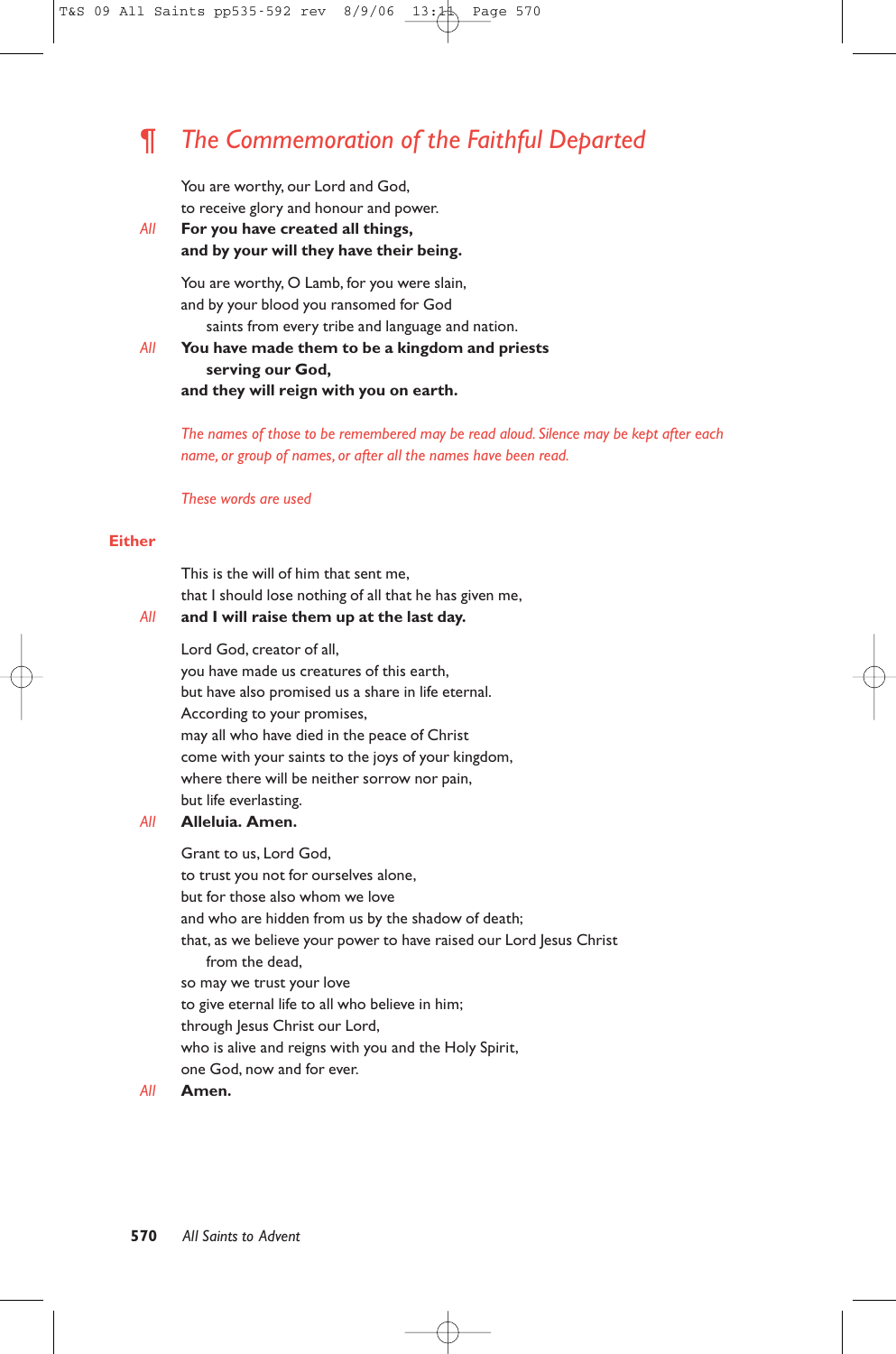## ¶ *The Commemoration of the Faithful Departed*

You are worthy, our Lord and God,
to receive glory and honour and power.

*All* **For you have created all things,**
**and by your will they have their being.**

You are worthy, O Lamb, for you were slain,
and by your blood you ransomed for God
saints from every tribe and language and nation.

*All* **You have made them to be a kingdom and priests**
**serving our God,**
**and they will reign with you on earth.**

*The names of those to be remembered may be read aloud. Silence may be kept after each name, or group of names, or after all the names have been read.*

*These words are used*

**Either**

This is the will of him that sent me,
that I should lose nothing of all that he has given me,

*All* **and I will raise them up at the last day.**

Lord God, creator of all,
you have made us creatures of this earth,
but have also promised us a share in life eternal.
According to your promises,
may all who have died in the peace of Christ
come with your saints to the joys of your kingdom,
where there will be neither sorrow nor pain,
but life everlasting.

*All* **Alleluia. Amen.**

Grant to us, Lord God,
to trust you not for ourselves alone,
but for those also whom we love
and who are hidden from us by the shadow of death;
that, as we believe your power to have raised our Lord Jesus Christ
from the dead,
so may we trust your love
to give eternal life to all who believe in him;
through Jesus Christ our Lord,
who is alive and reigns with you and the Holy Spirit,
one God, now and for ever.

*All* **Amen.**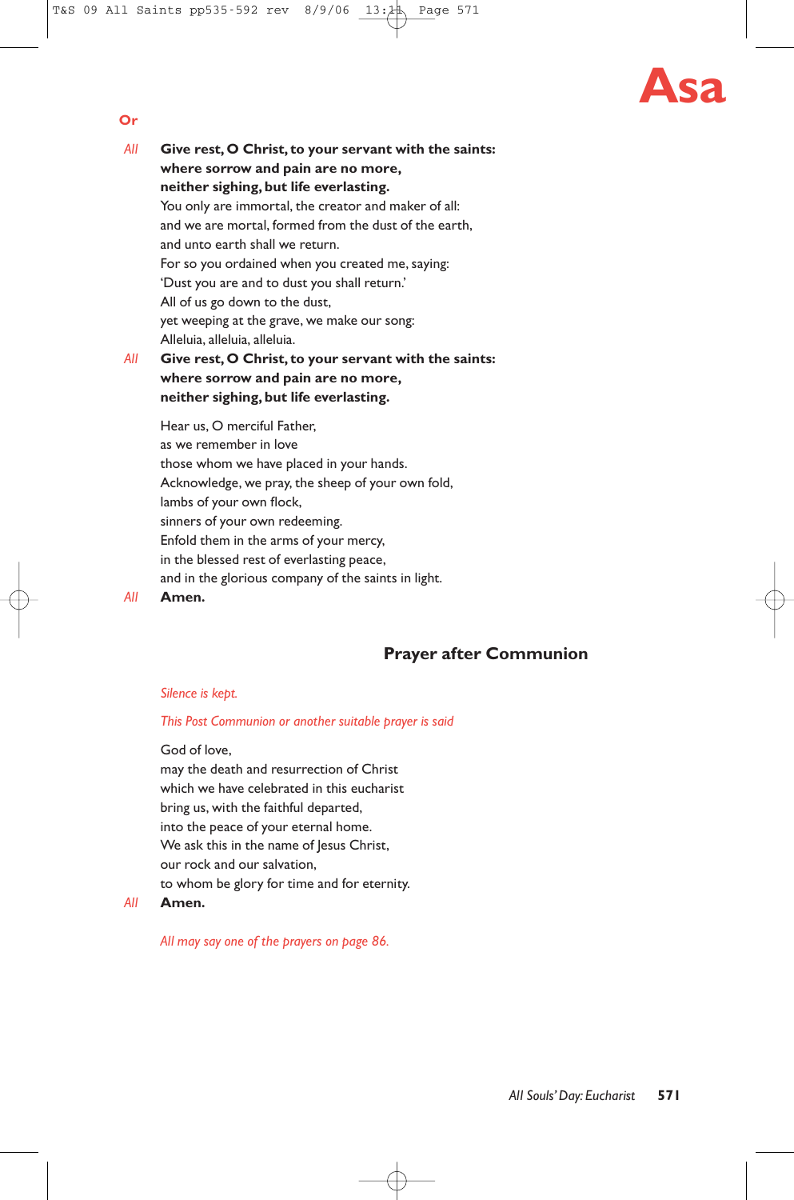**Or**

*All* **Give rest, O Christ, to your servant with the saints:**
**where sorrow and pain are no more,**
**neither sighing, but life everlasting.**
You only are immortal, the creator and maker of all:
and we are mortal, formed from the dust of the earth,
and unto earth shall we return.
For so you ordained when you created me, saying:
'Dust you are and to dust you shall return.'
All of us go down to the dust,
yet weeping at the grave, we make our song:
Alleluia, alleluia, alleluia.

*All* **Give rest, O Christ, to your servant with the saints:**
**where sorrow and pain are no more,**
**neither sighing, but life everlasting.**

Hear us, O merciful Father,
as we remember in love
those whom we have placed in your hands.
Acknowledge, we pray, the sheep of your own fold,
lambs of your own flock,
sinners of your own redeeming.
Enfold them in the arms of your mercy,
in the blessed rest of everlasting peace,
and in the glorious company of the saints in light.

*All* **Amen.**

## Prayer after Communion

*Silence is kept.*

*This Post Communion or another suitable prayer is said*

God of love,
may the death and resurrection of Christ
which we have celebrated in this eucharist
bring us, with the faithful departed,
into the peace of your eternal home.
We ask this in the name of Jesus Christ,
our rock and our salvation,
to whom be glory for time and for eternity.

*All* **Amen.**

*All may say one of the prayers on page 86.*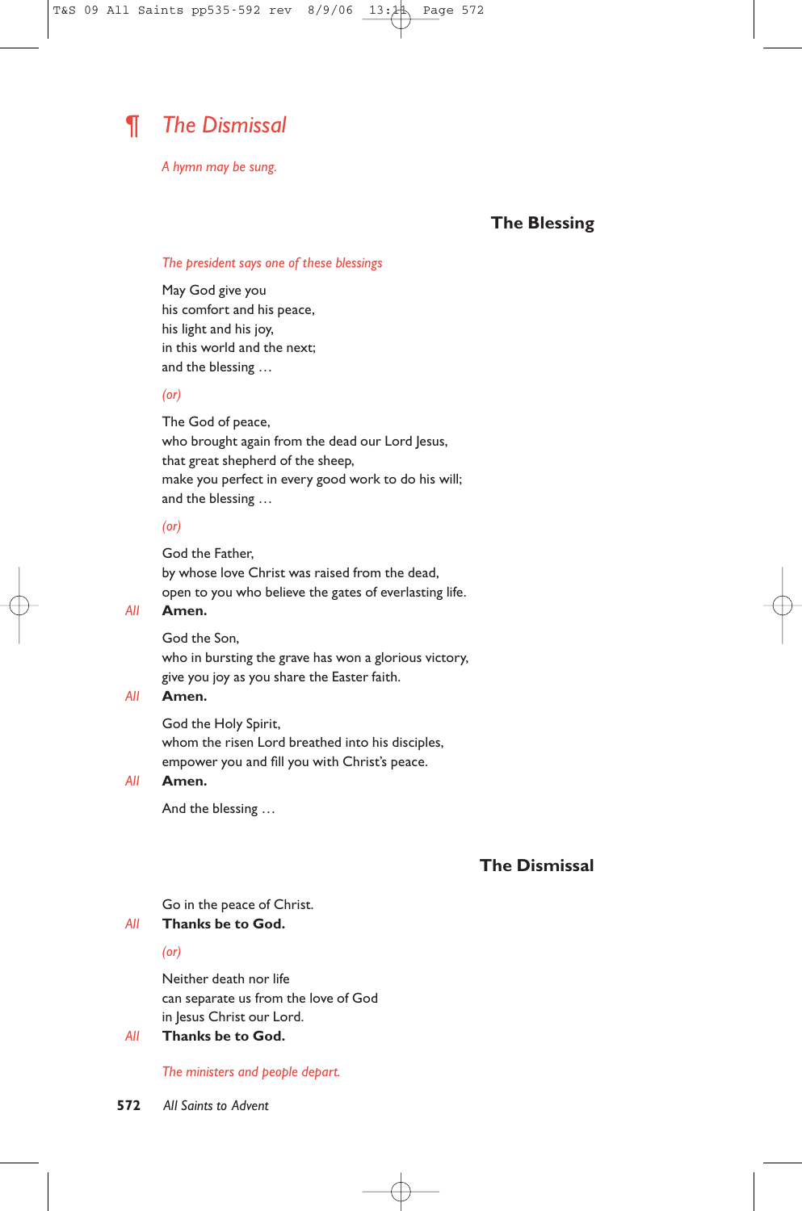# ¶ *The Dismissal*

*A hymn may be sung.*

## The Blessing

*The president says one of these blessings*

May God give you
his comfort and his peace,
his light and his joy,
in this world and the next;
and the blessing …

*(or)*

The God of peace,
who brought again from the dead our Lord Jesus,
that great shepherd of the sheep,
make you perfect in every good work to do his will;
and the blessing …

*(or)*

God the Father,
by whose love Christ was raised from the dead,
open to you who believe the gates of everlasting life.
*All* **Amen.**

God the Son,
who in bursting the grave has won a glorious victory,
give you joy as you share the Easter faith.
*All* **Amen.**

God the Holy Spirit,
whom the risen Lord breathed into his disciples,
empower you and fill you with Christ's peace.
*All* **Amen.**

And the blessing …

## The Dismissal

Go in the peace of Christ.
*All* **Thanks be to God.**

*(or)*

Neither death nor life
can separate us from the love of God
in Jesus Christ our Lord.
*All* **Thanks be to God.**

*The ministers and people depart.*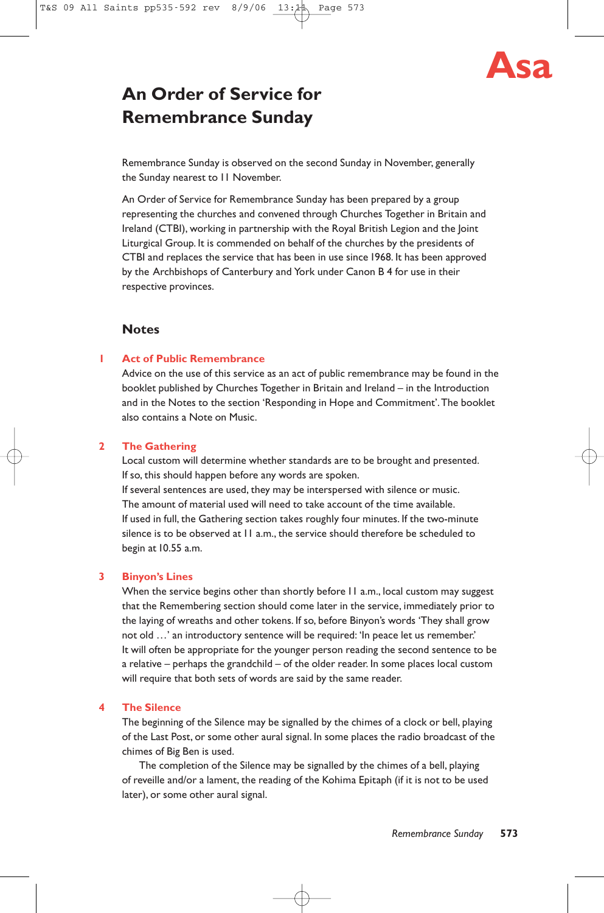Asa

# An Order of Service for Remembrance Sunday

Remembrance Sunday is observed on the second Sunday in November, generally the Sunday nearest to 11 November.

An Order of Service for Remembrance Sunday has been prepared by a group representing the churches and convened through Churches Together in Britain and Ireland (CTBI), working in partnership with the Royal British Legion and the Joint Liturgical Group. It is commended on behalf of the churches by the presidents of CTBI and replaces the service that has been in use since 1968. It has been approved by the Archbishops of Canterbury and York under Canon B 4 for use in their respective provinces.

## Notes

**1 Act of Public Remembrance**

Advice on the use of this service as an act of public remembrance may be found in the booklet published by Churches Together in Britain and Ireland – in the Introduction and in the Notes to the section 'Responding in Hope and Commitment'. The booklet also contains a Note on Music.

**2 The Gathering**

Local custom will determine whether standards are to be brought and presented. If so, this should happen before any words are spoken.
If several sentences are used, they may be interspersed with silence or music.
The amount of material used will need to take account of the time available.
If used in full, the Gathering section takes roughly four minutes. If the two-minute silence is to be observed at 11 a.m., the service should therefore be scheduled to begin at 10.55 a.m.

**3 Binyon's Lines**

When the service begins other than shortly before 11 a.m., local custom may suggest that the Remembering section should come later in the service, immediately prior to the laying of wreaths and other tokens. If so, before Binyon's words 'They shall grow not old …' an introductory sentence will be required: 'In peace let us remember.'
It will often be appropriate for the younger person reading the second sentence to be a relative – perhaps the grandchild – of the older reader. In some places local custom will require that both sets of words are said by the same reader.

**4 The Silence**

The beginning of the Silence may be signalled by the chimes of a clock or bell, playing of the Last Post, or some other aural signal. In some places the radio broadcast of the chimes of Big Ben is used.

The completion of the Silence may be signalled by the chimes of a bell, playing of reveille and/or a lament, the reading of the Kohima Epitaph (if it is not to be used later), or some other aural signal.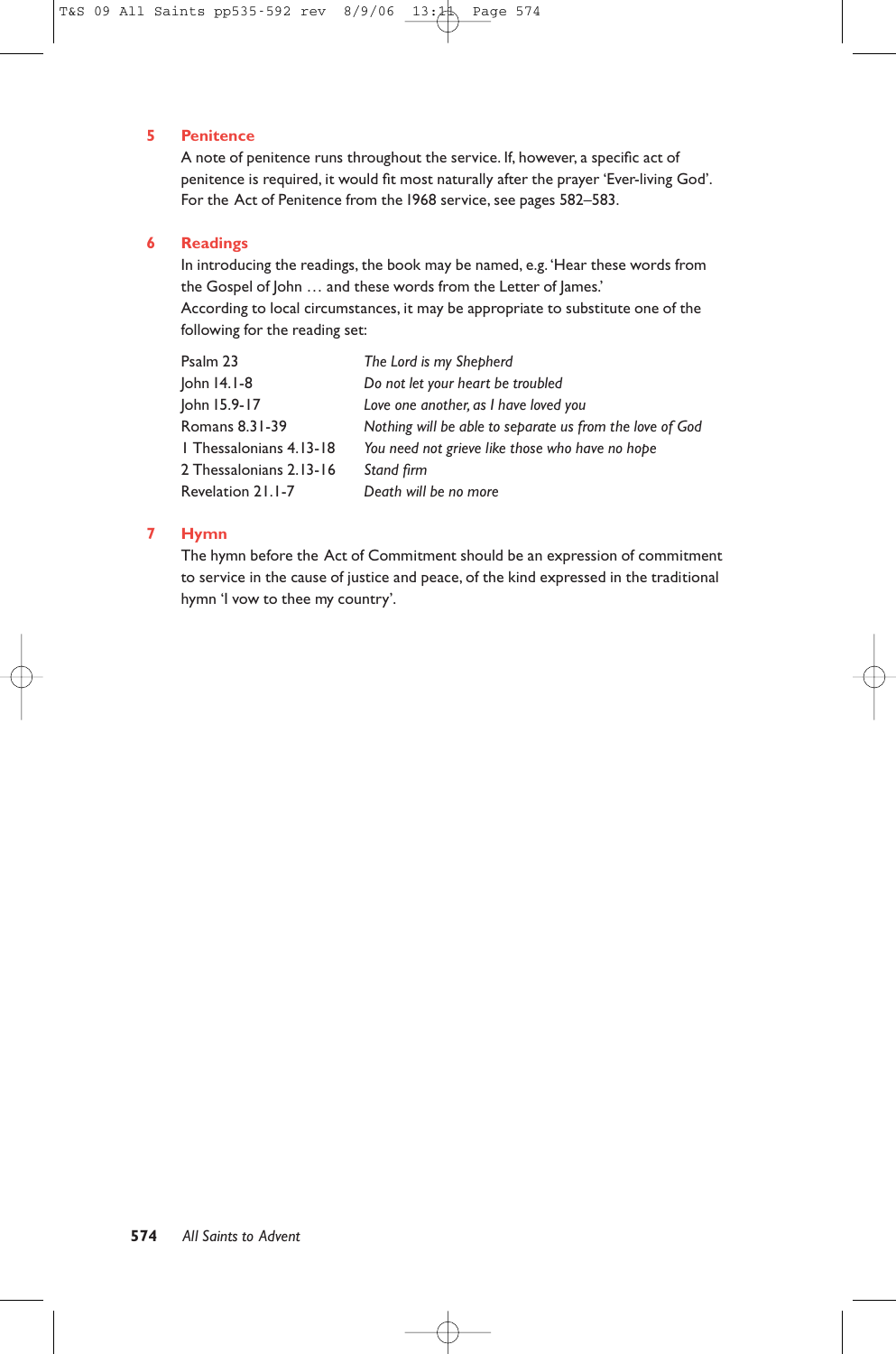### 5 Penitence

A note of penitence runs throughout the service. If, however, a specific act of penitence is required, it would fit most naturally after the prayer 'Ever-living God'. For the Act of Penitence from the 1968 service, see pages 582–583.

### 6 Readings

In introducing the readings, the book may be named, e.g. 'Hear these words from the Gospel of John … and these words from the Letter of James.'

According to local circumstances, it may be appropriate to substitute one of the following for the reading set:

| | |
|---|---|
| Psalm 23 | *The Lord is my Shepherd* |
| John 14.1-8 | *Do not let your heart be troubled* |
| John 15.9-17 | *Love one another, as I have loved you* |
| Romans 8.31-39 | *Nothing will be able to separate us from the love of God* |
| 1 Thessalonians 4.13-18 | *You need not grieve like those who have no hope* |
| 2 Thessalonians 2.13-16 | *Stand firm* |
| Revelation 21.1-7 | *Death will be no more* |

### 7 Hymn

The hymn before the Act of Commitment should be an expression of commitment to service in the cause of justice and peace, of the kind expressed in the traditional hymn 'I vow to thee my country'.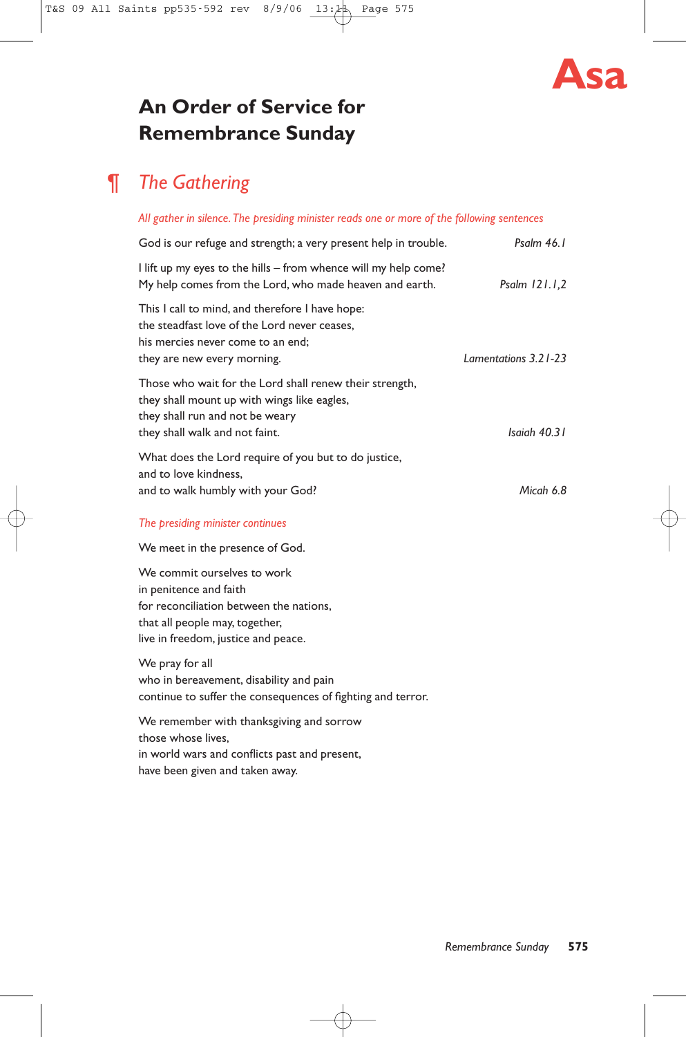**Asa**

# An Order of Service for Remembrance Sunday

## ¶ *The Gathering*

*All gather in silence. The presiding minister reads one or more of the following sentences*

God is our refuge and strength; a very present help in trouble. *Psalm 46.1*

I lift up my eyes to the hills – from whence will my help come?
My help comes from the Lord, who made heaven and earth. *Psalm 121.1,2*

This I call to mind, and therefore I have hope:
the steadfast love of the Lord never ceases,
his mercies never come to an end;
they are new every morning. *Lamentations 3.21-23*

Those who wait for the Lord shall renew their strength,
they shall mount up with wings like eagles,
they shall run and not be weary
they shall walk and not faint. *Isaiah 40.31*

What does the Lord require of you but to do justice,
and to love kindness,
and to walk humbly with your God? *Micah 6.8*

*The presiding minister continues*

We meet in the presence of God.

We commit ourselves to work
in penitence and faith
for reconciliation between the nations,
that all people may, together,
live in freedom, justice and peace.

We pray for all
who in bereavement, disability and pain
continue to suffer the consequences of fighting and terror.

We remember with thanksgiving and sorrow
those whose lives,
in world wars and conflicts past and present,
have been given and taken away.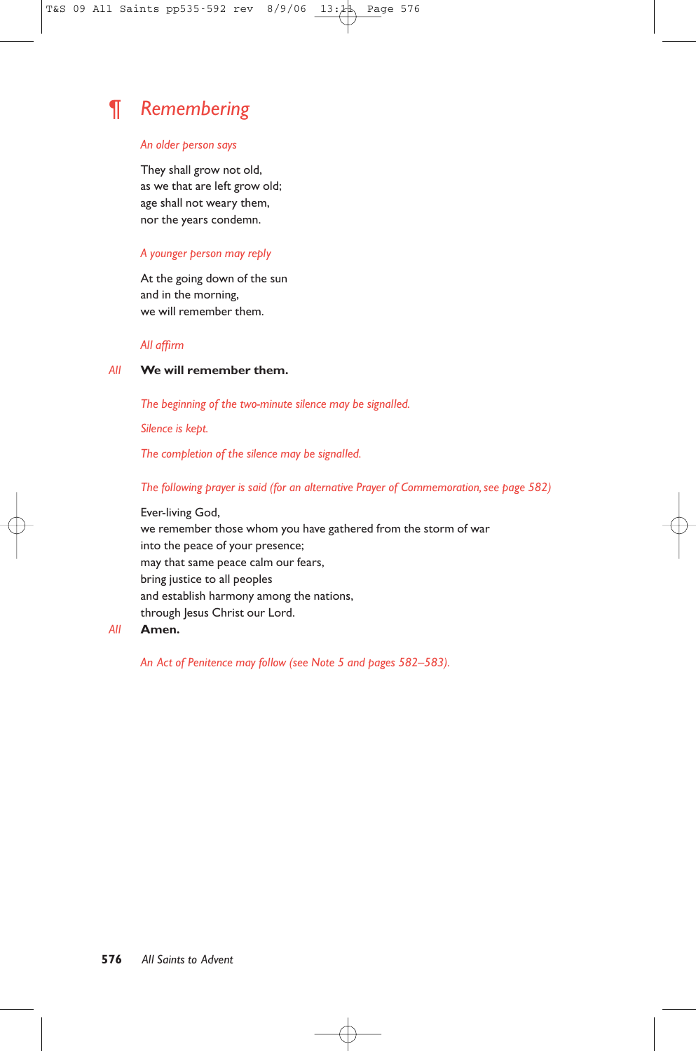## ¶ *Remembering*

*An older person says*

They shall grow not old,
as we that are left grow old;
age shall not weary them,
nor the years condemn.

*A younger person may reply*

At the going down of the sun
and in the morning,
we will remember them.

*All affirm*

*All* **We will remember them.**

*The beginning of the two-minute silence may be signalled.*

*Silence is kept.*

*The completion of the silence may be signalled.*

*The following prayer is said (for an alternative Prayer of Commemoration, see page 582)*

Ever-living God,
we remember those whom you have gathered from the storm of war
into the peace of your presence;
may that same peace calm our fears,
bring justice to all peoples
and establish harmony among the nations,
through Jesus Christ our Lord.

*All* **Amen.**

*An Act of Penitence may follow (see Note 5 and pages 582–583).*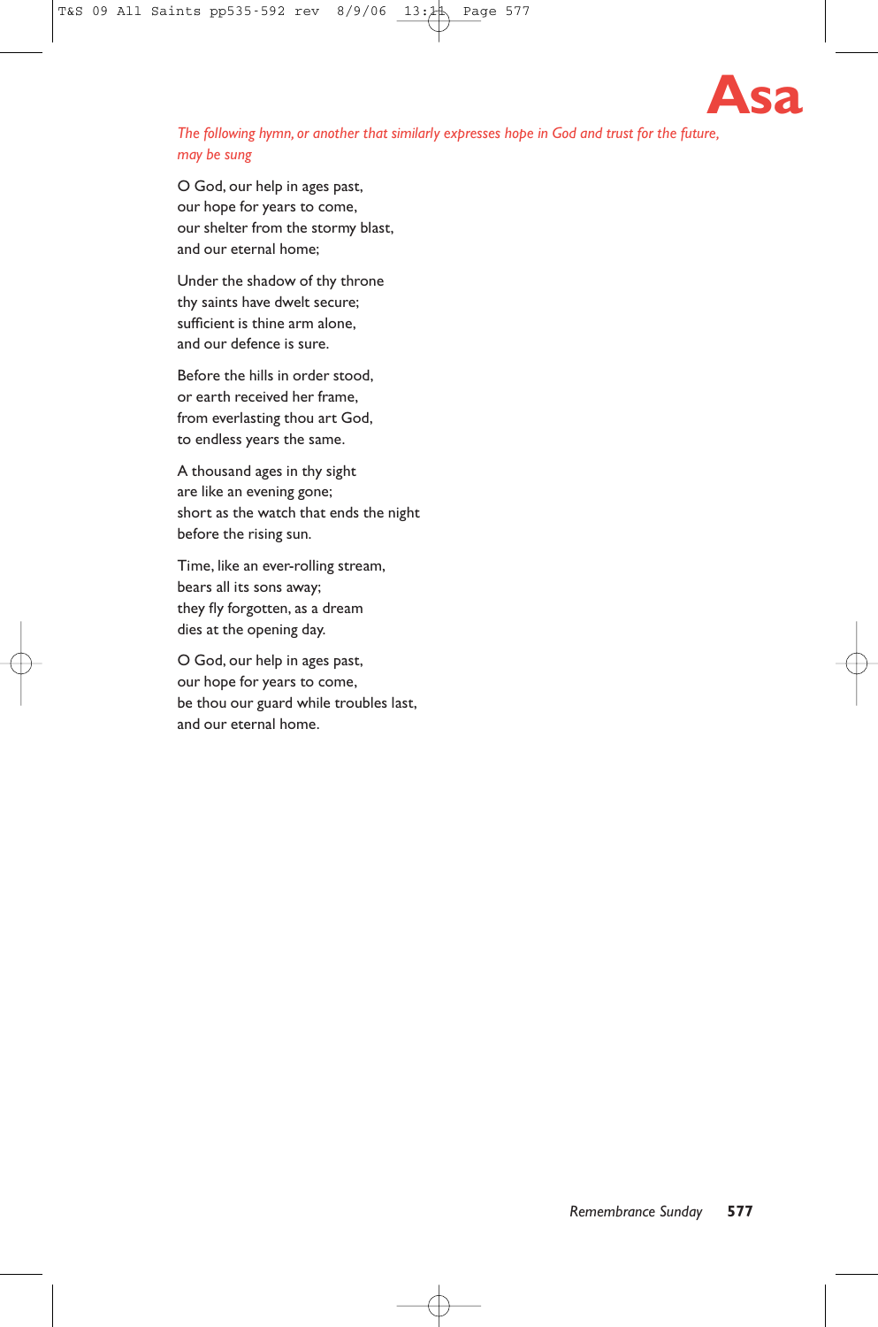# Asa

*The following hymn, or another that similarly expresses hope in God and trust for the future, may be sung*

O God, our help in ages past,
our hope for years to come,
our shelter from the stormy blast,
and our eternal home;

Under the shadow of thy throne
thy saints have dwelt secure;
sufficient is thine arm alone,
and our defence is sure.

Before the hills in order stood,
or earth received her frame,
from everlasting thou art God,
to endless years the same.

A thousand ages in thy sight
are like an evening gone;
short as the watch that ends the night
before the rising sun.

Time, like an ever-rolling stream,
bears all its sons away;
they fly forgotten, as a dream
dies at the opening day.

O God, our help in ages past,
our hope for years to come,
be thou our guard while troubles last,
and our eternal home.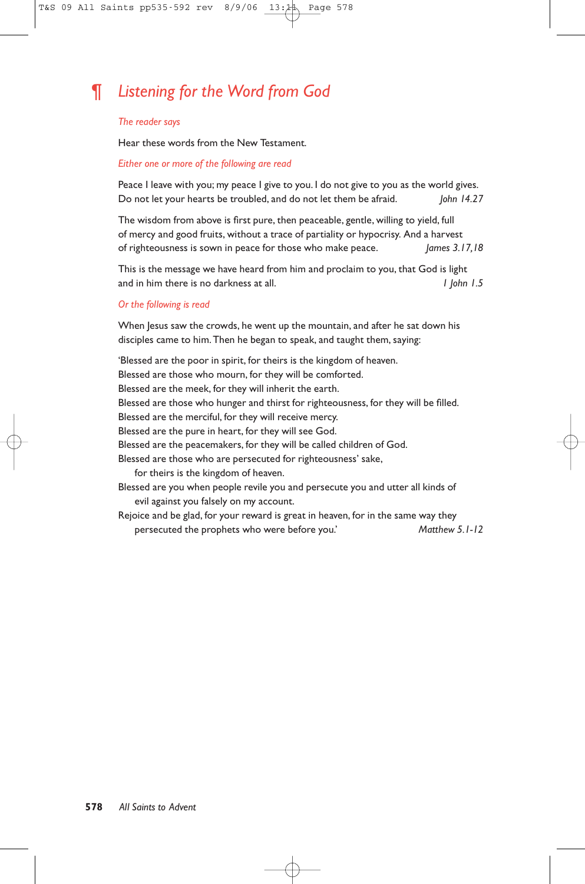## ¶ *Listening for the Word from God*

*The reader says*

Hear these words from the New Testament.

*Either one or more of the following are read*

Peace I leave with you; my peace I give to you. I do not give to you as the world gives. Do not let your hearts be troubled, and do not let them be afraid. *John 14.27*

The wisdom from above is first pure, then peaceable, gentle, willing to yield, full of mercy and good fruits, without a trace of partiality or hypocrisy. And a harvest of righteousness is sown in peace for those who make peace. *James 3.17,18*

This is the message we have heard from him and proclaim to you, that God is light and in him there is no darkness at all. *1 John 1.5*

*Or the following is read*

When Jesus saw the crowds, he went up the mountain, and after he sat down his disciples came to him. Then he began to speak, and taught them, saying:

'Blessed are the poor in spirit, for theirs is the kingdom of heaven.
Blessed are those who mourn, for they will be comforted.
Blessed are the meek, for they will inherit the earth.
Blessed are those who hunger and thirst for righteousness, for they will be filled.
Blessed are the merciful, for they will receive mercy.
Blessed are the pure in heart, for they will see God.
Blessed are the peacemakers, for they will be called children of God.
Blessed are those who are persecuted for righteousness' sake,
for theirs is the kingdom of heaven.
Blessed are you when people revile you and persecute you and utter all kinds of evil against you falsely on my account.
Rejoice and be glad, for your reward is great in heaven, for in the same way they persecuted the prophets who were before you.' *Matthew 5.1-12*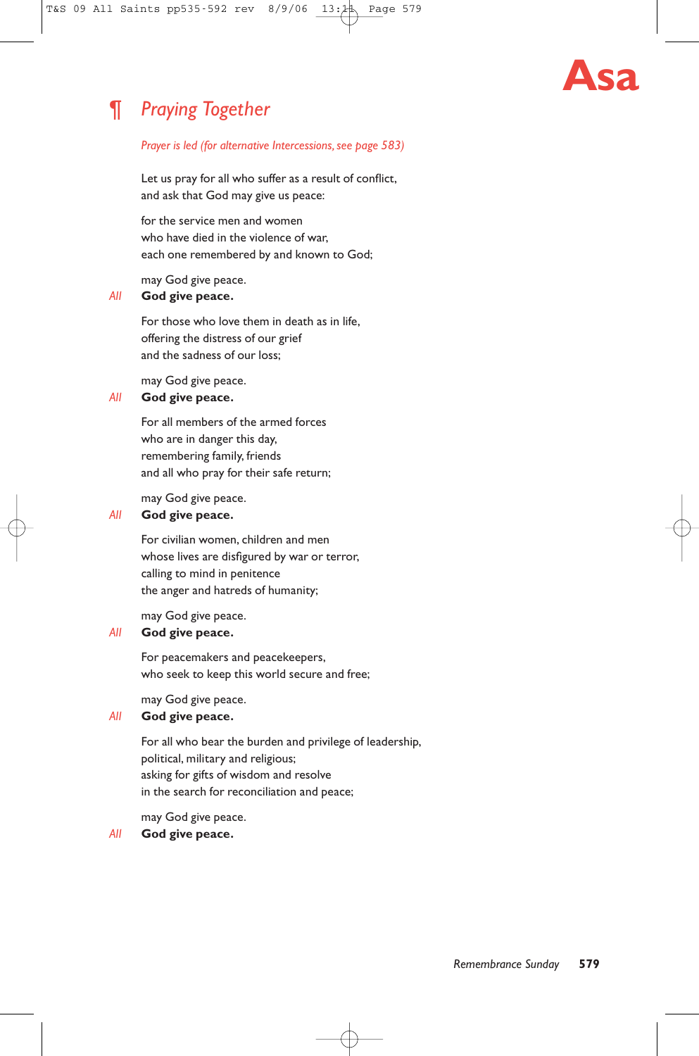**Asa**

## ¶ *Praying Together*

*Prayer is led (for alternative Intercessions, see page 583)*

Let us pray for all who suffer as a result of conflict,
and ask that God may give us peace:

for the service men and women
who have died in the violence of war,
each one remembered by and known to God;

may God give peace.
*All* **God give peace.**

For those who love them in death as in life,
offering the distress of our grief
and the sadness of our loss;

may God give peace.
*All* **God give peace.**

For all members of the armed forces
who are in danger this day,
remembering family, friends
and all who pray for their safe return;

may God give peace.
*All* **God give peace.**

For civilian women, children and men
whose lives are disfigured by war or terror,
calling to mind in penitence
the anger and hatreds of humanity;

may God give peace.
*All* **God give peace.**

For peacemakers and peacekeepers,
who seek to keep this world secure and free;

may God give peace.
*All* **God give peace.**

For all who bear the burden and privilege of leadership,
political, military and religious;
asking for gifts of wisdom and resolve
in the search for reconciliation and peace;

may God give peace.
*All* **God give peace.**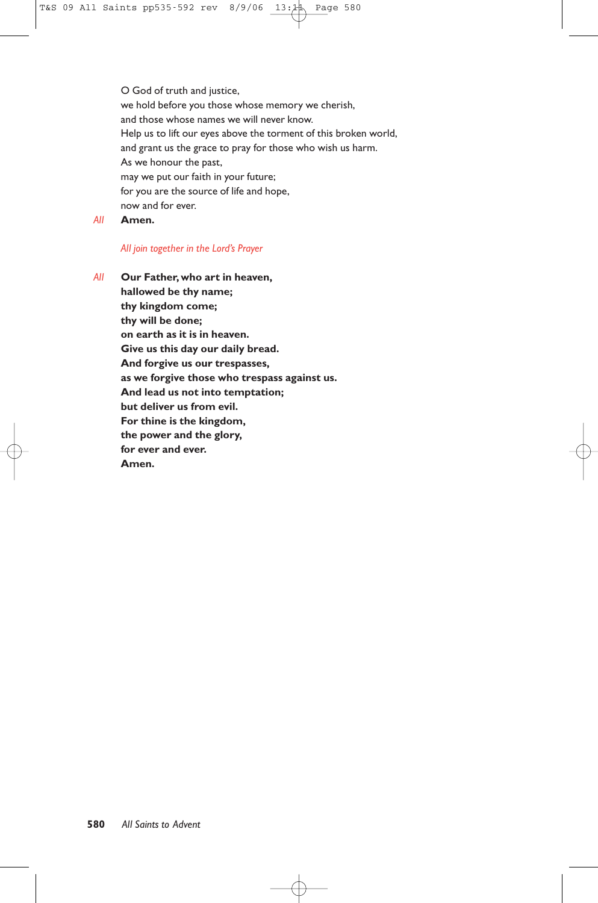O God of truth and justice,
we hold before you those whose memory we cherish,
and those whose names we will never know.
Help us to lift our eyes above the torment of this broken world,
and grant us the grace to pray for those who wish us harm.
As we honour the past,
may we put our faith in your future;
for you are the source of life and hope,
now and for ever.

*All* **Amen.**

*All join together in the Lord's Prayer*

*All* **Our Father, who art in heaven,**
**hallowed be thy name;**
**thy kingdom come;**
**thy will be done;**
**on earth as it is in heaven.**
**Give us this day our daily bread.**
**And forgive us our trespasses,**
**as we forgive those who trespass against us.**
**And lead us not into temptation;**
**but deliver us from evil.**
**For thine is the kingdom,**
**the power and the glory,**
**for ever and ever.**
**Amen.**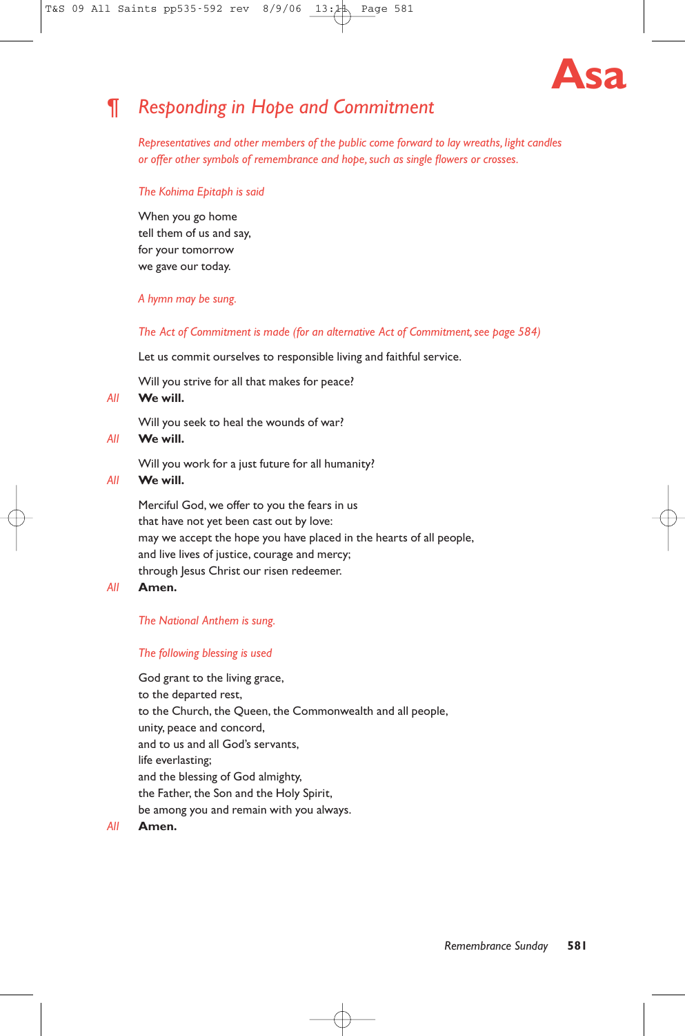**Asa**

## ¶ *Responding in Hope and Commitment*

*Representatives and other members of the public come forward to lay wreaths, light candles or offer other symbols of remembrance and hope, such as single flowers or crosses.*

*The Kohima Epitaph is said*

When you go home
tell them of us and say,
for your tomorrow
we gave our today.

*A hymn may be sung.*

*The Act of Commitment is made (for an alternative Act of Commitment, see page 584)*

Let us commit ourselves to responsible living and faithful service.

Will you strive for all that makes for peace?

*All* **We will.**

Will you seek to heal the wounds of war?

*All* **We will.**

Will you work for a just future for all humanity?

*All* **We will.**

Merciful God, we offer to you the fears in us
that have not yet been cast out by love:
may we accept the hope you have placed in the hearts of all people,
and live lives of justice, courage and mercy;
through Jesus Christ our risen redeemer.

*All* **Amen.**

*The National Anthem is sung.*

*The following blessing is used*

God grant to the living grace,
to the departed rest,
to the Church, the Queen, the Commonwealth and all people,
unity, peace and concord,
and to us and all God's servants,
life everlasting;
and the blessing of God almighty,
the Father, the Son and the Holy Spirit,
be among you and remain with you always.

*All* **Amen.**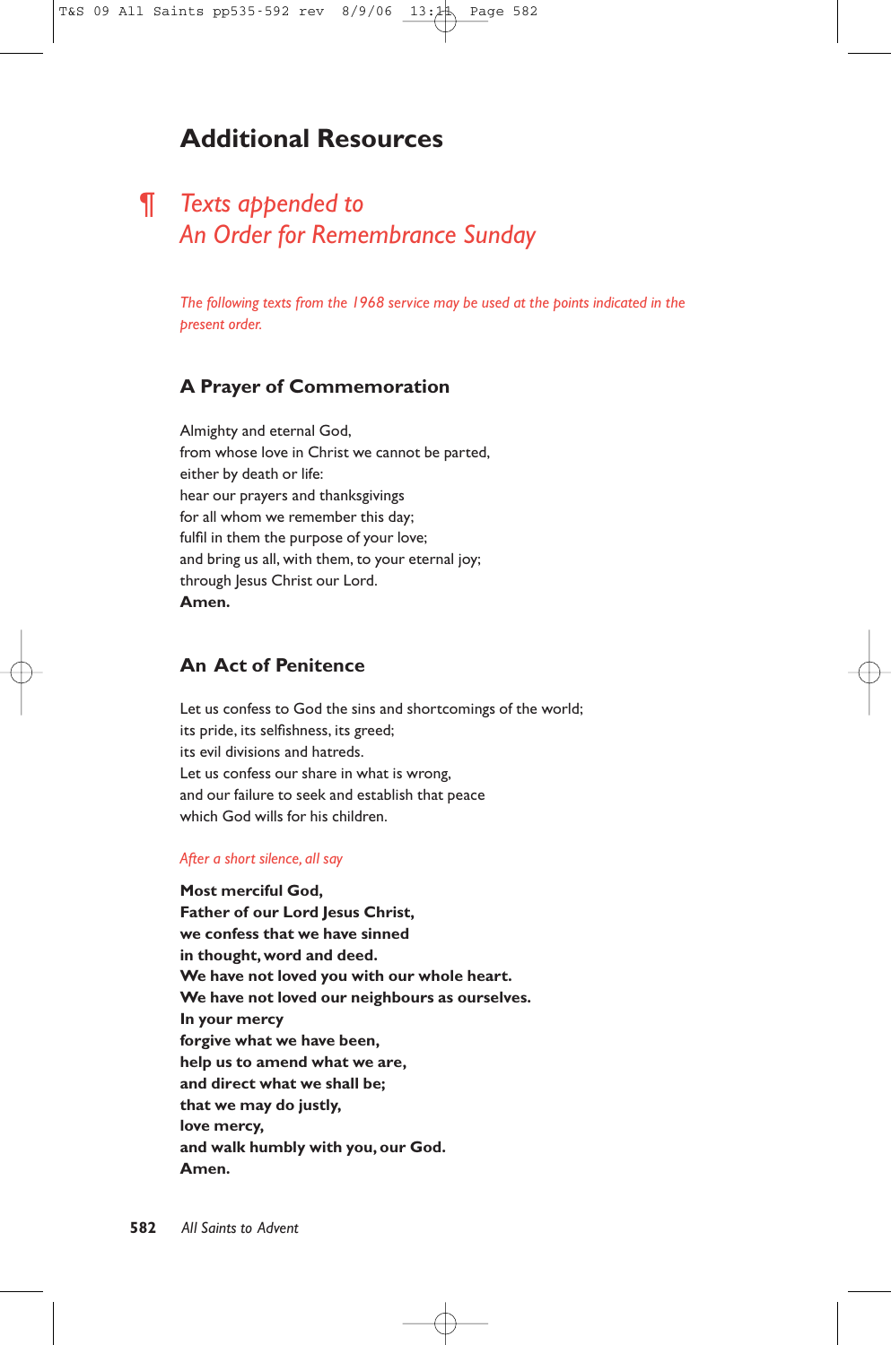# Additional Resources

## ¶ *Texts appended to An Order for Remembrance Sunday*

*The following texts from the 1968 service may be used at the points indicated in the present order.*

### A Prayer of Commemoration

Almighty and eternal God,
from whose love in Christ we cannot be parted,
either by death or life:
hear our prayers and thanksgivings
for all whom we remember this day;
fulfil in them the purpose of your love;
and bring us all, with them, to your eternal joy;
through Jesus Christ our Lord.
**Amen.**

### An Act of Penitence

Let us confess to God the sins and shortcomings of the world;
its pride, its selfishness, its greed;
its evil divisions and hatreds.
Let us confess our share in what is wrong,
and our failure to seek and establish that peace
which God wills for his children.

*After a short silence, all say*

**Most merciful God,**
**Father of our Lord Jesus Christ,**
**we confess that we have sinned**
**in thought, word and deed.**
**We have not loved you with our whole heart.**
**We have not loved our neighbours as ourselves.**
**In your mercy**
**forgive what we have been,**
**help us to amend what we are,**
**and direct what we shall be;**
**that we may do justly,**
**love mercy,**
**and walk humbly with you, our God.**
**Amen.**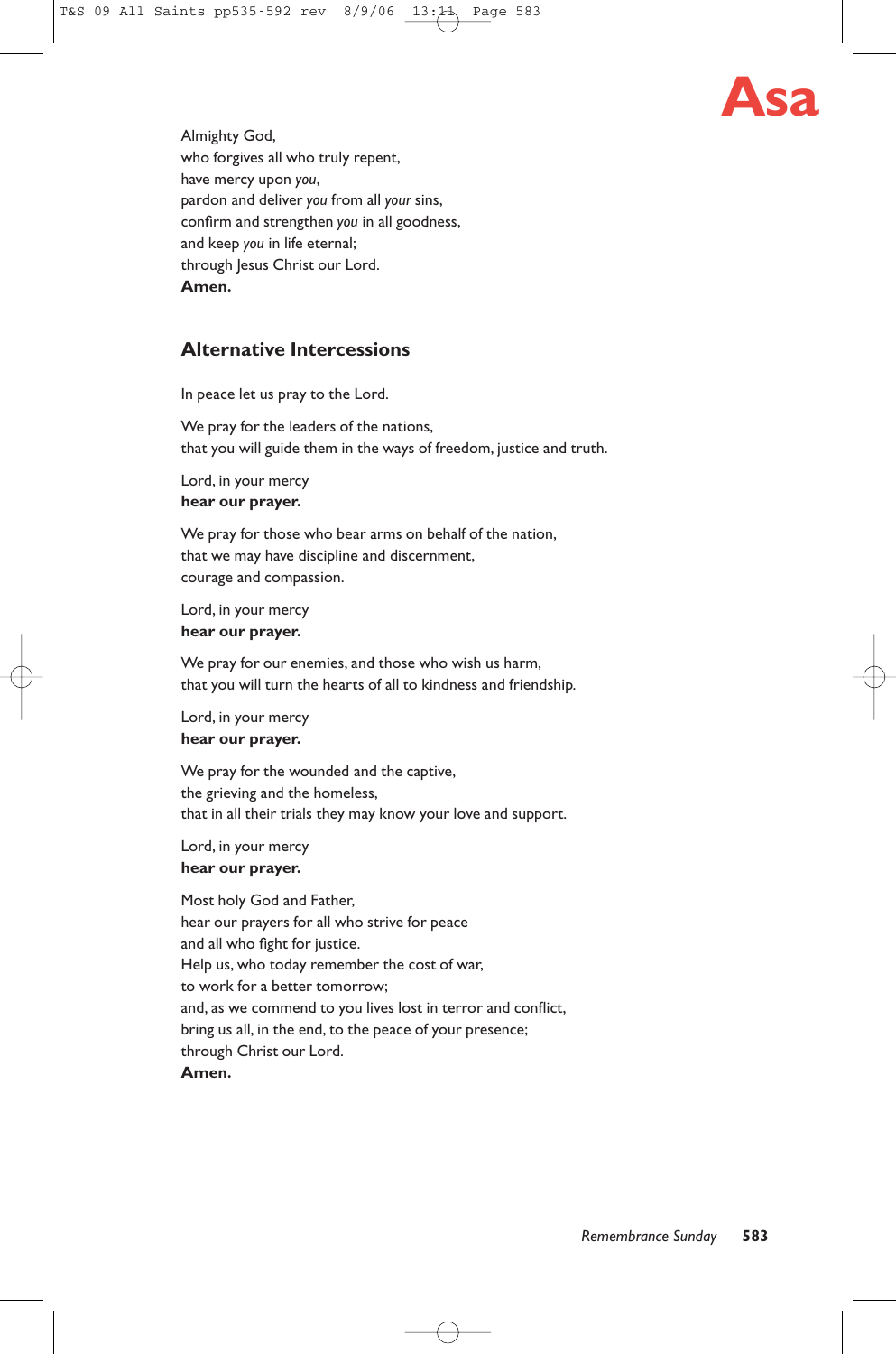Asa

Almighty God,  
who forgives all who truly repent,  
have mercy upon *you*,  
pardon and deliver *you* from all *your* sins,  
confirm and strengthen *you* in all goodness,  
and keep *you* in life eternal;  
through Jesus Christ our Lord.  
**Amen.**

## Alternative Intercessions

In peace let us pray to the Lord.

We pray for the leaders of the nations,  
that you will guide them in the ways of freedom, justice and truth.

Lord, in your mercy  
**hear our prayer.**

We pray for those who bear arms on behalf of the nation,  
that we may have discipline and discernment,  
courage and compassion.

Lord, in your mercy  
**hear our prayer.**

We pray for our enemies, and those who wish us harm,  
that you will turn the hearts of all to kindness and friendship.

Lord, in your mercy  
**hear our prayer.**

We pray for the wounded and the captive,  
the grieving and the homeless,  
that in all their trials they may know your love and support.

Lord, in your mercy  
**hear our prayer.**

Most holy God and Father,  
hear our prayers for all who strive for peace  
and all who fight for justice.  
Help us, who today remember the cost of war,  
to work for a better tomorrow;  
and, as we commend to you lives lost in terror and conflict,  
bring us all, in the end, to the peace of your presence;  
through Christ our Lord.  
**Amen.**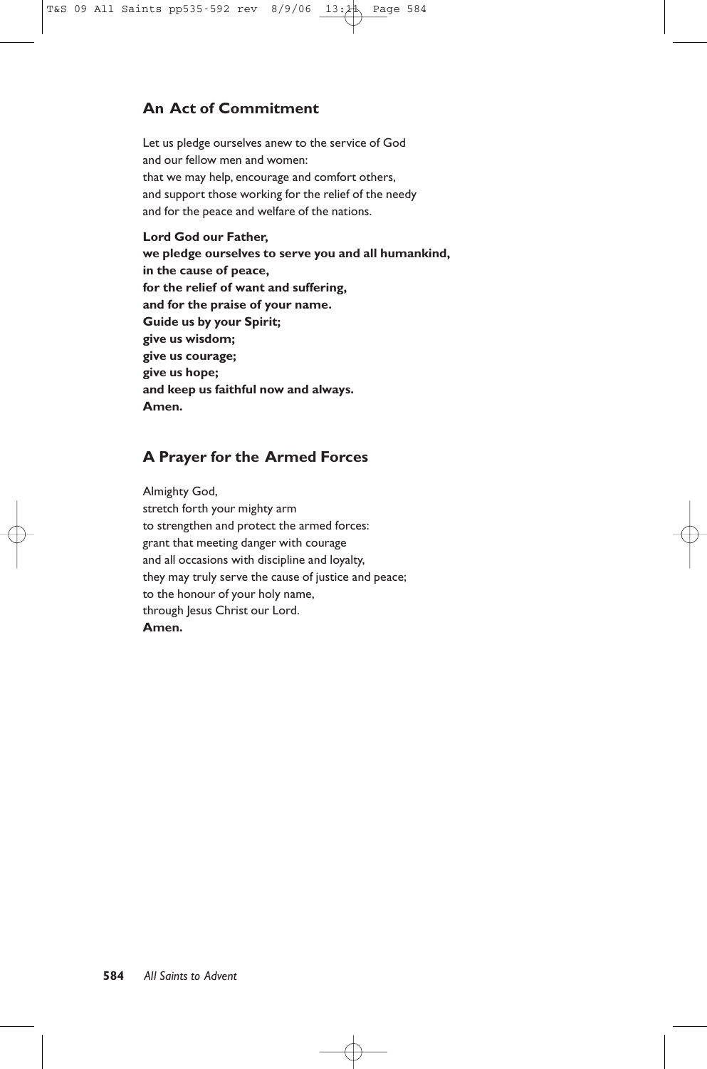## An Act of Commitment

Let us pledge ourselves anew to the service of God
and our fellow men and women:
that we may help, encourage and comfort others,
and support those working for the relief of the needy
and for the peace and welfare of the nations.

**Lord God our Father,**
**we pledge ourselves to serve you and all humankind,**
**in the cause of peace,**
**for the relief of want and suffering,**
**and for the praise of your name.**
**Guide us by your Spirit;**
**give us wisdom;**
**give us courage;**
**give us hope;**
**and keep us faithful now and always.**
**Amen.**

## A Prayer for the Armed Forces

Almighty God,
stretch forth your mighty arm
to strengthen and protect the armed forces:
grant that meeting danger with courage
and all occasions with discipline and loyalty,
they may truly serve the cause of justice and peace;
to the honour of your holy name,
through Jesus Christ our Lord.
**Amen.**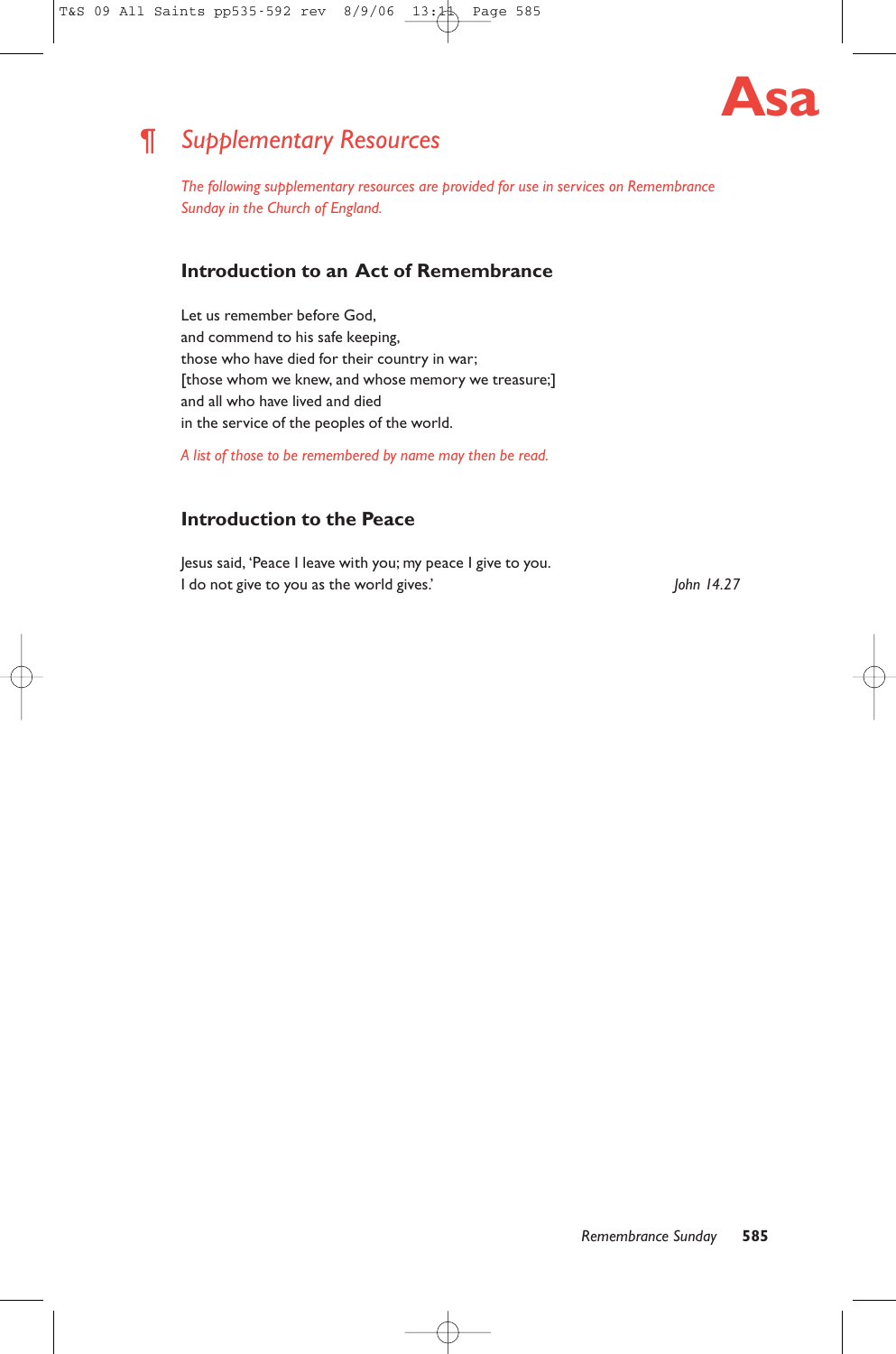Asa

## ¶ *Supplementary Resources*

*The following supplementary resources are provided for use in services on Remembrance Sunday in the Church of England.*

### Introduction to an Act of Remembrance

Let us remember before God,
and commend to his safe keeping,
those who have died for their country in war;
[those whom we knew, and whose memory we treasure;]
and all who have lived and died
in the service of the peoples of the world.

*A list of those to be remembered by name may then be read.*

### Introduction to the Peace

Jesus said, 'Peace I leave with you; my peace I give to you.
I do not give to you as the world gives.' *John 14.27*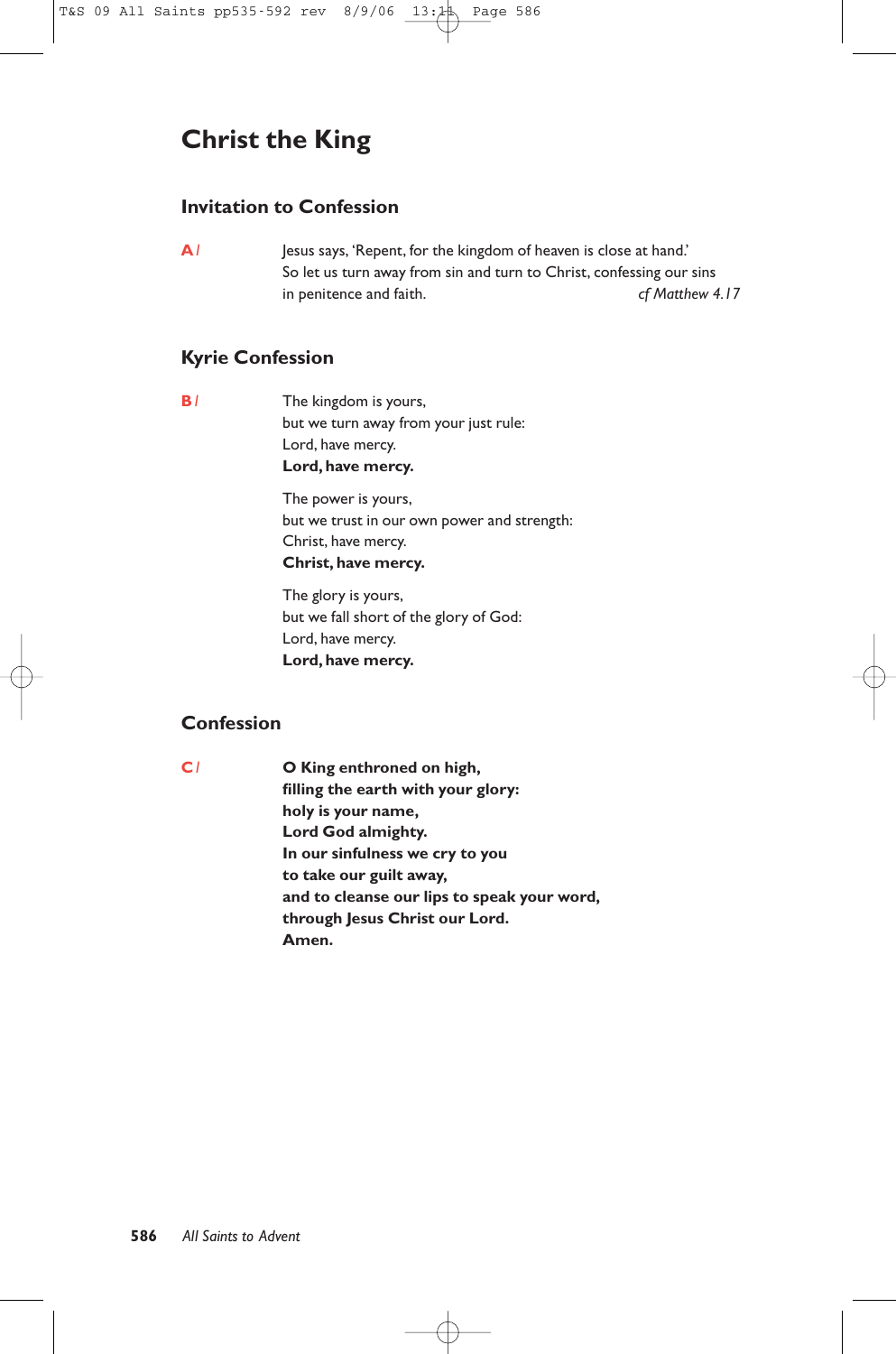# Christ the King

## Invitation to Confession

**A** / Jesus says, 'Repent, for the kingdom of heaven is close at hand.'
So let us turn away from sin and turn to Christ, confessing our sins
in penitence and faith. *cf Matthew 4.17*

## Kyrie Confession

**B** / The kingdom is yours,
but we turn away from your just rule:
Lord, have mercy.
**Lord, have mercy.**

The power is yours,
but we trust in our own power and strength:
Christ, have mercy.
**Christ, have mercy.**

The glory is yours,
but we fall short of the glory of God:
Lord, have mercy.
**Lord, have mercy.**

## Confession

**C** / **O King enthroned on high,**
**filling the earth with your glory:**
**holy is your name,**
**Lord God almighty.**
**In our sinfulness we cry to you**
**to take our guilt away,**
**and to cleanse our lips to speak your word,**
**through Jesus Christ our Lord.**
**Amen.**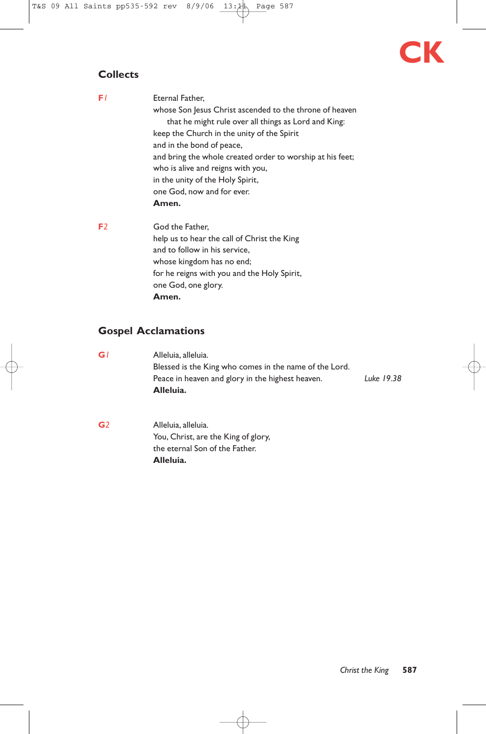CK

## Collects

**F1**

Eternal Father,
whose Son Jesus Christ ascended to the throne of heaven
that he might rule over all things as Lord and King:
keep the Church in the unity of the Spirit
and in the bond of peace,
and bring the whole created order to worship at his feet;
who is alive and reigns with you,
in the unity of the Holy Spirit,
one God, now and for ever.
**Amen.**

**F2**

God the Father,
help us to hear the call of Christ the King
and to follow in his service,
whose kingdom has no end;
for he reigns with you and the Holy Spirit,
one God, one glory.
**Amen.**

## Gospel Acclamations

**G1**

Alleluia, alleluia.
Blessed is the King who comes in the name of the Lord.
Peace in heaven and glory in the highest heaven. *Luke 19.38*
**Alleluia.**

**G2**

Alleluia, alleluia.
You, Christ, are the King of glory,
the eternal Son of the Father.
**Alleluia.**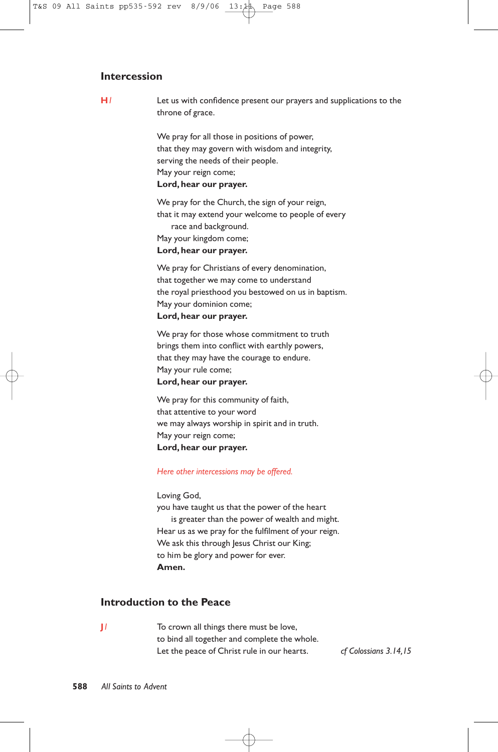## Intercession

**H**/ Let us with confidence present our prayers and supplications to the throne of grace.

We pray for all those in positions of power,
that they may govern with wisdom and integrity,
serving the needs of their people.
May your reign come;
**Lord, hear our prayer.**

We pray for the Church, the sign of your reign,
that it may extend your welcome to people of every
race and background.
May your kingdom come;
**Lord, hear our prayer.**

We pray for Christians of every denomination,
that together we may come to understand
the royal priesthood you bestowed on us in baptism.
May your dominion come;
**Lord, hear our prayer.**

We pray for those whose commitment to truth
brings them into conflict with earthly powers,
that they may have the courage to endure.
May your rule come;
**Lord, hear our prayer.**

We pray for this community of faith,
that attentive to your word
we may always worship in spirit and in truth.
May your reign come;
**Lord, hear our prayer.**

*Here other intercessions may be offered.*

Loving God,
you have taught us that the power of the heart
is greater than the power of wealth and might.
Hear us as we pray for the fulfilment of your reign.
We ask this through Jesus Christ our King;
to him be glory and power for ever.
**Amen.**

## Introduction to the Peace

**J**/ To crown all things there must be love,
to bind all together and complete the whole.
Let the peace of Christ rule in our hearts. *cf Colossians 3.14,15*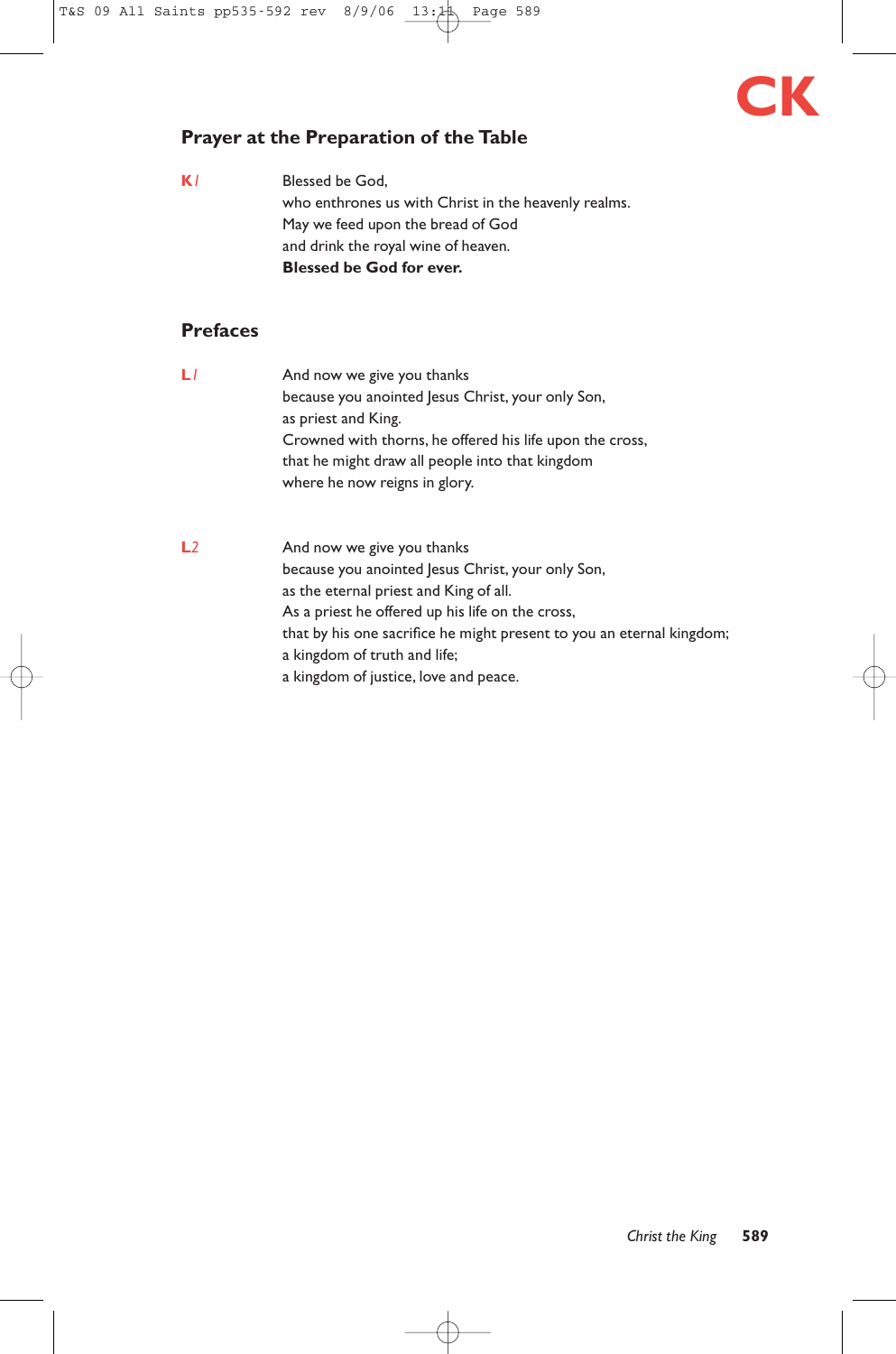**CK**

## Prayer at the Preparation of the Table

**K** *1*

Blessed be God,
who enthrones us with Christ in the heavenly realms.
May we feed upon the bread of God
and drink the royal wine of heaven.
**Blessed be God for ever.**

## Prefaces

**L** *1*

And now we give you thanks
because you anointed Jesus Christ, your only Son,
as priest and King.
Crowned with thorns, he offered his life upon the cross,
that he might draw all people into that kingdom
where he now reigns in glory.

**L** *2*

And now we give you thanks
because you anointed Jesus Christ, your only Son,
as the eternal priest and King of all.
As a priest he offered up his life on the cross,
that by his one sacrifice he might present to you an eternal kingdom;
a kingdom of truth and life;
a kingdom of justice, love and peace.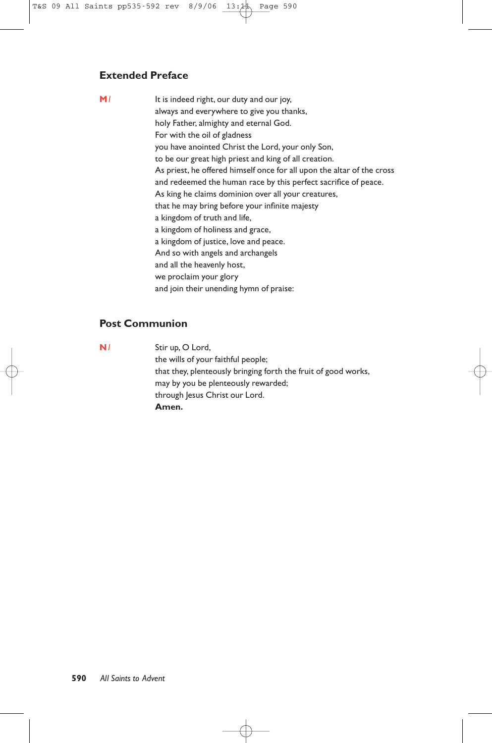## Extended Preface

**M** /

It is indeed right, our duty and our joy,
always and everywhere to give you thanks,
holy Father, almighty and eternal God.
For with the oil of gladness
you have anointed Christ the Lord, your only Son,
to be our great high priest and king of all creation.
As priest, he offered himself once for all upon the altar of the cross
and redeemed the human race by this perfect sacrifice of peace.
As king he claims dominion over all your creatures,
that he may bring before your infinite majesty
a kingdom of truth and life,
a kingdom of holiness and grace,
a kingdom of justice, love and peace.
And so with angels and archangels
and all the heavenly host,
we proclaim your glory
and join their unending hymn of praise:

## Post Communion

**N** /

Stir up, O Lord,
the wills of your faithful people;
that they, plenteously bringing forth the fruit of good works,
may by you be plenteously rewarded;
through Jesus Christ our Lord.
**Amen.**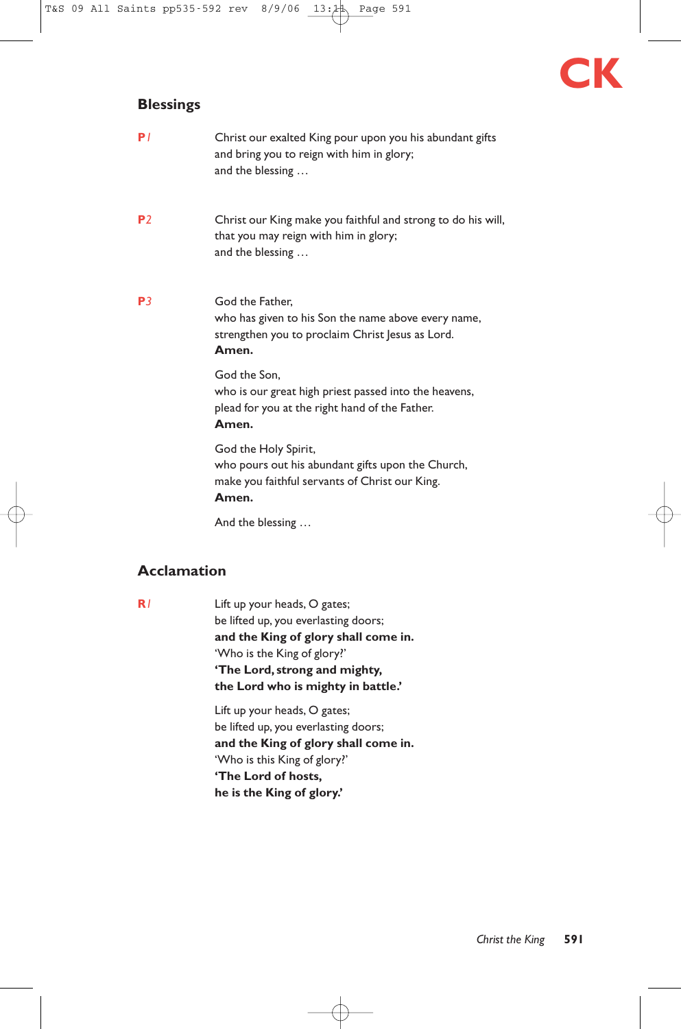CK

## Blessings

**P***1*

Christ our exalted King pour upon you his abundant gifts
and bring you to reign with him in glory;
and the blessing …

**P***2*

Christ our King make you faithful and strong to do his will,
that you may reign with him in glory;
and the blessing …

**P***3*

God the Father,
who has given to his Son the name above every name,
strengthen you to proclaim Christ Jesus as Lord.
**Amen.**

God the Son,
who is our great high priest passed into the heavens,
plead for you at the right hand of the Father.
**Amen.**

God the Holy Spirit,
who pours out his abundant gifts upon the Church,
make you faithful servants of Christ our King.
**Amen.**

And the blessing …

## Acclamation

**R***1*

Lift up your heads, O gates;
be lifted up, you everlasting doors;
**and the King of glory shall come in.**
'Who is the King of glory?'
**'The Lord, strong and mighty,**
**the Lord who is mighty in battle.'**

Lift up your heads, O gates;
be lifted up, you everlasting doors;
**and the King of glory shall come in.**
'Who is this King of glory?'
**'The Lord of hosts,**
**he is the King of glory.'**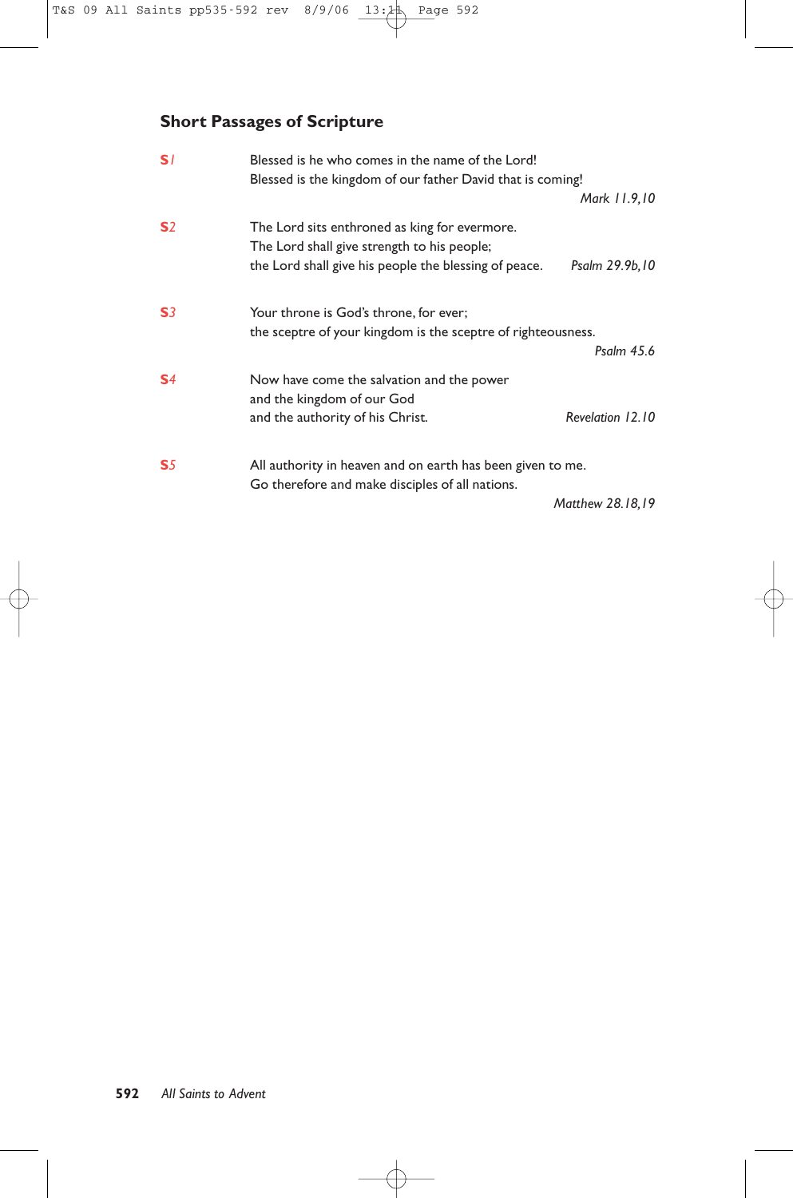## Short Passages of Scripture

**S1** Blessed is he who comes in the name of the Lord!
Blessed is the kingdom of our father David that is coming!
*Mark 11.9,10*

**S2** The Lord sits enthroned as king for evermore.
The Lord shall give strength to his people;
the Lord shall give his people the blessing of peace. *Psalm 29.9b,10*

**S3** Your throne is God's throne, for ever;
the sceptre of your kingdom is the sceptre of righteousness.
*Psalm 45.6*

**S4** Now have come the salvation and the power
and the kingdom of our God
and the authority of his Christ. *Revelation 12.10*

**S5** All authority in heaven and on earth has been given to me.
Go therefore and make disciples of all nations.
*Matthew 28.18,19*